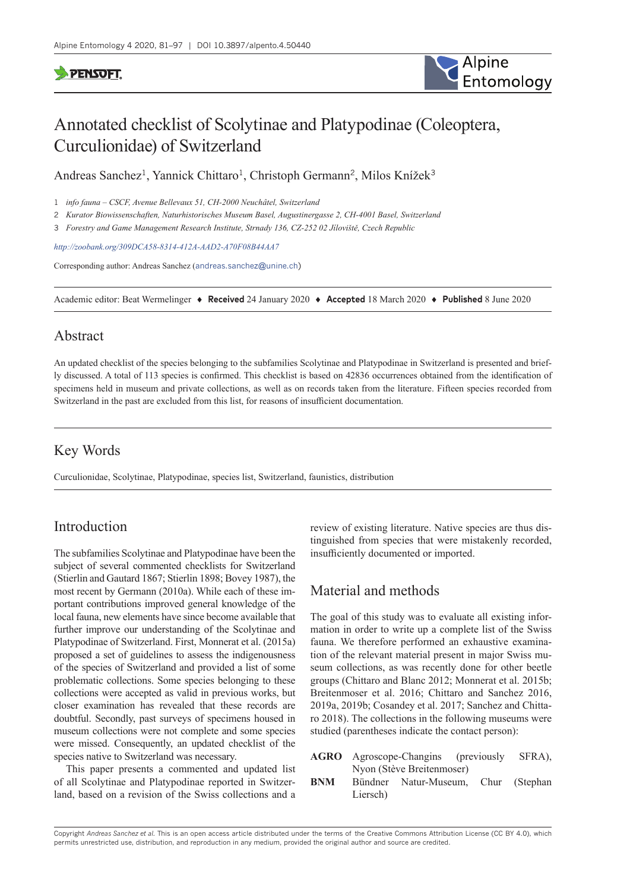# Annotated checklist of Scolytinae and Platypodinae (Coleoptera, Curculionidae) of Switzerland

Andreas Sanchez[1], Yannick Chittaro[1], Christoph Germann[2], Milos Knížek[3]

1 *info fauna – CSCF, Avenue Bellevaux 51, CH-2000 Neuchâtel, Switzerland*

2 *Kurator Biowissenschaften, Naturhistorisches Museum Basel, Augustinergasse 2, CH-4001 Basel, Switzerland*

3 *Forestry and Game Management Research Institute, Strnady 136, CZ-252 02 Jíloviště, Czech Republic*

*http://zoobank.org/309DCA58-8314-412A-AAD2-A70F08B44AA7*

Corresponding author: Andreas Sanchez (andreas.sanchez@unine.ch)

Academic editor: Beat Wermelinger ♦ **Received** 24 January 2020 ♦ **Accepted** 18 March 2020 ♦ **Published** 8 June 2020

## Abstract

An updated checklist of the species belonging to the subfamilies Scolytinae and Platypodinae in Switzerland is presented and briefly discussed. A total of 113 species is confirmed. This checklist is based on 42836 occurrences obtained from the identification of specimens held in museum and private collections, as well as on records taken from the literature. Fifteen species recorded from Switzerland in the past are excluded from this list, for reasons of insufficient documentation.

## Key Words

Curculionidae, Scolytinae, Platypodinae, species list, Switzerland, faunistics, distribution

## Introduction

The subfamilies Scolytinae and Platypodinae have been the subject of several commented checklists for Switzerland (Stierlin and Gautard 1867; Stierlin 1898; Bovey 1987), the most recent by Germann (2010a). While each of these important contributions improved general knowledge of the local fauna, new elements have since become available that further improve our understanding of the Scolytinae and Platypodinae of Switzerland. First, Monnerat et al. (2015a) proposed a set of guidelines to assess the indigenousness of the species of Switzerland and provided a list of some problematic collections. Some species belonging to these collections were accepted as valid in previous works, but closer examination has revealed that these records are doubtful. Secondly, past surveys of specimens housed in museum collections were not complete and some species were missed. Consequently, an updated checklist of the species native to Switzerland was necessary.

This paper presents a commented and updated list of all Scolytinae and Platypodinae reported in Switzerland, based on a revision of the Swiss collections and a review of existing literature. Native species are thus distinguished from species that were mistakenly recorded, insufficiently documented or imported.

## Material and methods

The goal of this study was to evaluate all existing information in order to write up a complete list of the Swiss fauna. We therefore performed an exhaustive examination of the relevant material present in major Swiss museum collections, as was recently done for other beetle groups (Chittaro and Blanc 2012; Monnerat et al. 2015b; Breitenmoser et al. 2016; Chittaro and Sanchez 2016, 2019a, 2019b; Cosandey et al. 2017; Sanchez and Chittaro 2018). The collections in the following museums were studied (parentheses indicate the contact person):

- **AGRO** Agroscope-Changins (previously SFRA), Nyon (Stève Breitenmoser)
- **BNM** Bündner Natur-Museum, Chur (Stephan Liersch)

Copyright *Andreas Sanchez et al.* This is an open access article distributed under the terms of the Creative Commons Attribution License (CC BY 4.0), which permits unrestricted use, distribution, and reproduction in any medium, provided the original author and source are credited.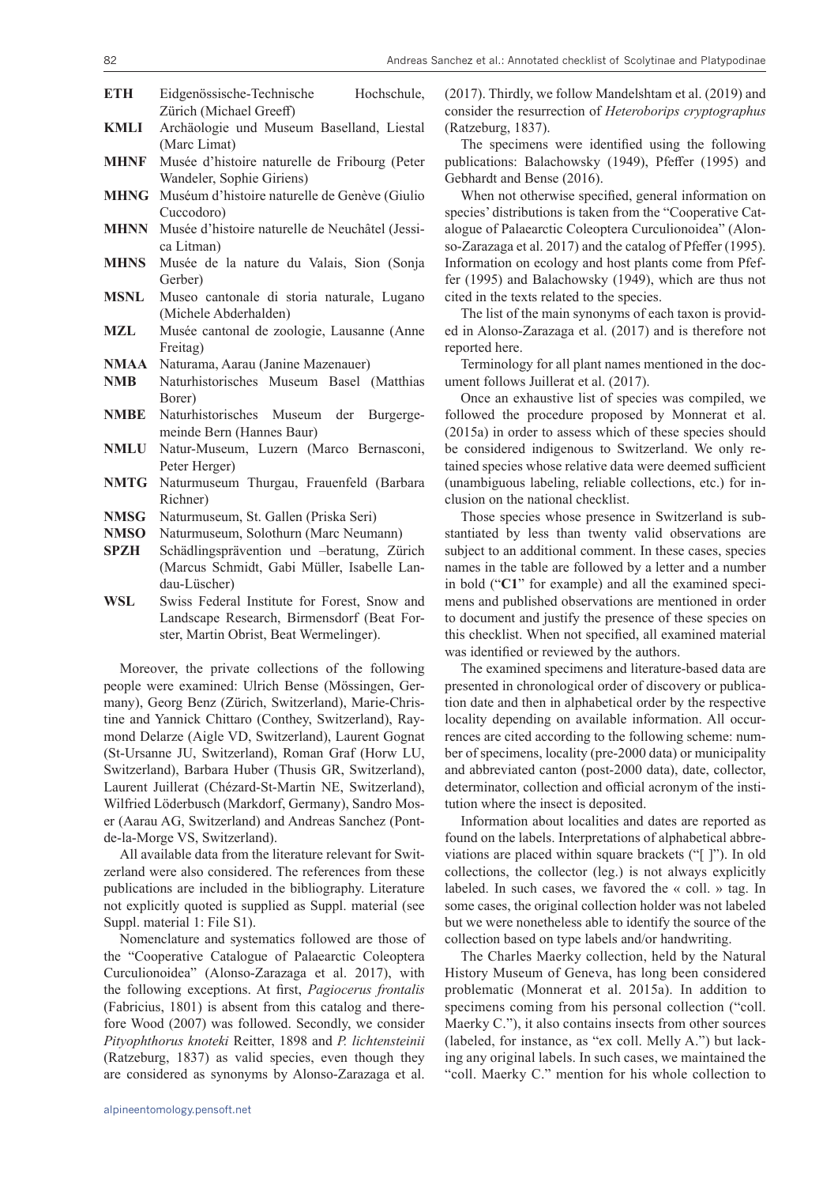**ETH** Eidgenössische-Technische Hochschule, Zürich (Michael Greeff)

**KMLI** Archäologie und Museum Baselland, Liestal (Marc Limat)

**MHNF** Musée d'histoire naturelle de Fribourg (Peter Wandeler, Sophie Giriens)

**MHNG** Muséum d'histoire naturelle de Genève (Giulio Cuccodoro)

**MHNN** Musée d'histoire naturelle de Neuchâtel (Jessica Litman)

**MHNS** Musée de la nature du Valais, Sion (Sonja Gerber)

**MSNL** Museo cantonale di storia naturale, Lugano (Michele Abderhalden)

**MZL** Musée cantonal de zoologie, Lausanne (Anne Freitag)

**NMAA** Naturama, Aarau (Janine Mazenauer)

**NMB** Naturhistorisches Museum Basel (Matthias Borer)

**NMBE** Naturhistorisches Museum der Burgergemeinde Bern (Hannes Baur)

**NMLU** Natur-Museum, Luzern (Marco Bernasconi, Peter Herger)

**NMTG** Naturmuseum Thurgau, Frauenfeld (Barbara Richner)

**NMSG** Naturmuseum, St. Gallen (Priska Seri)

**NMSO** Naturmuseum, Solothurn (Marc Neumann)

**SPZH** Schädlingsprävention und –beratung, Zürich (Marcus Schmidt, Gabi Müller, Isabelle Landau-Lüscher)

**WSL** Swiss Federal Institute for Forest, Snow and Landscape Research, Birmensdorf (Beat Forster, Martin Obrist, Beat Wermelinger).

Moreover, the private collections of the following people were examined: Ulrich Bense (Mössingen, Germany), Georg Benz (Zürich, Switzerland), Marie-Christine and Yannick Chittaro (Conthey, Switzerland), Raymond Delarze (Aigle VD, Switzerland), Laurent Gognat (St-Ursanne JU, Switzerland), Roman Graf (Horw LU, Switzerland), Barbara Huber (Thusis GR, Switzerland), Laurent Juillerat (Chézard-St-Martin NE, Switzerland), Wilfried Löderbusch (Markdorf, Germany), Sandro Moser (Aarau AG, Switzerland) and Andreas Sanchez (Pont-de-la-Morge VS, Switzerland).

All available data from the literature relevant for Switzerland were also considered. The references from these publications are included in the bibliography. Literature not explicitly quoted is supplied as Suppl. material (see Suppl. material 1: File S1).

Nomenclature and systematics followed are those of the "Cooperative Catalogue of Palaearctic Coleoptera Curculionoidea" (Alonso-Zarazaga et al. 2017), with the following exceptions. At first, *Pagiocerus frontalis* (Fabricius, 1801) is absent from this catalog and therefore Wood (2007) was followed. Secondly, we consider *Pityophthorus knoteki* Reitter, 1898 and *P. lichtensteinii* (Ratzeburg, 1837) as valid species, even though they are considered as synonyms by Alonso-Zarazaga et al. (2017). Thirdly, we follow Mandelshtam et al. (2019) and consider the resurrection of *Heteroborips cryptographus* (Ratzeburg, 1837).

The specimens were identified using the following publications: Balachowsky (1949), Pfeffer (1995) and Gebhardt and Bense (2016).

When not otherwise specified, general information on species' distributions is taken from the "Cooperative Catalogue of Palaearctic Coleoptera Curculionoidea" (Alonso-Zarazaga et al. 2017) and the catalog of Pfeffer (1995). Information on ecology and host plants come from Pfeffer (1995) and Balachowsky (1949), which are thus not cited in the texts related to the species.

The list of the main synonyms of each taxon is provided in Alonso-Zarazaga et al. (2017) and is therefore not reported here.

Terminology for all plant names mentioned in the document follows Juillerat et al. (2017).

Once an exhaustive list of species was compiled, we followed the procedure proposed by Monnerat et al. (2015a) in order to assess which of these species should be considered indigenous to Switzerland. We only retained species whose relative data were deemed sufficient (unambiguous labeling, reliable collections, etc.) for inclusion on the national checklist.

Those species whose presence in Switzerland is substantiated by less than twenty valid observations are subject to an additional comment. In these cases, species names in the table are followed by a letter and a number in bold ("**C1**" for example) and all the examined specimens and published observations are mentioned in order to document and justify the presence of these species on this checklist. When not specified, all examined material was identified or reviewed by the authors.

The examined specimens and literature-based data are presented in chronological order of discovery or publication date and then in alphabetical order by the respective locality depending on available information. All occurrences are cited according to the following scheme: number of specimens, locality (pre-2000 data) or municipality and abbreviated canton (post-2000 data), date, collector, determinator, collection and official acronym of the institution where the insect is deposited.

Information about localities and dates are reported as found on the labels. Interpretations of alphabetical abbreviations are placed within square brackets ("[ ]"). In old collections, the collector (leg.) is not always explicitly labeled. In such cases, we favored the « coll. » tag. In some cases, the original collection holder was not labeled but we were nonetheless able to identify the source of the collection based on type labels and/or handwriting.

The Charles Maerky collection, held by the Natural History Museum of Geneva, has long been considered problematic (Monnerat et al. 2015a). In addition to specimens coming from his personal collection ("coll. Maerky C."), it also contains insects from other sources (labeled, for instance, as "ex coll. Melly A.") but lacking any original labels. In such cases, we maintained the "coll. Maerky C." mention for his whole collection to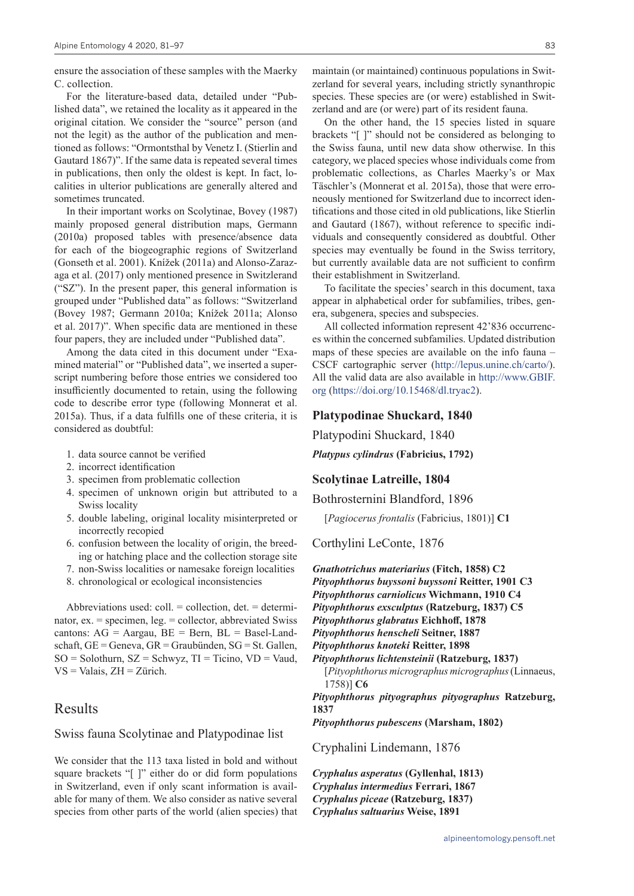ensure the association of these samples with the Maerky C. collection.

For the literature-based data, detailed under "Published data", we retained the locality as it appeared in the original citation. We consider the "source" person (and not the legit) as the author of the publication and mentioned as follows: "Ormontsthal by Venetz I. (Stierlin and Gautard 1867)". If the same data is repeated several times in publications, then only the oldest is kept. In fact, localities in ulterior publications are generally altered and sometimes truncated.

In their important works on Scolytinae, Bovey (1987) mainly proposed general distribution maps, Germann (2010a) proposed tables with presence/absence data for each of the biogeographic regions of Switzerland (Gonseth et al. 2001). Knížek (2011a) and Alonso-Zarazaga et al. (2017) only mentioned presence in Switzlerand ("SZ"). In the present paper, this general information is grouped under "Published data" as follows: "Switzerland (Bovey 1987; Germann 2010a; Knížek 2011a; Alonso et al. 2017)". When specific data are mentioned in these four papers, they are included under "Published data".

Among the data cited in this document under "Examined material" or "Published data", we inserted a superscript numbering before those entries we considered too insufficiently documented to retain, using the following code to describe error type (following Monnerat et al. 2015a). Thus, if a data fulfills one of these criteria, it is considered as doubtful:

1. data source cannot be verified
2. incorrect identification
3. specimen from problematic collection
4. specimen of unknown origin but attributed to a Swiss locality
5. double labeling, original locality misinterpreted or incorrectly recopied
6. confusion between the locality of origin, the breeding or hatching place and the collection storage site
7. non-Swiss localities or namesake foreign localities
8. chronological or ecological inconsistencies

Abbreviations used: coll. = collection, det. = determinator, ex. = specimen, leg. = collector, abbreviated Swiss cantons: AG = Aargau, BE = Bern, BL = Basel-Landschaft, GE = Geneva, GR = Graubünden, SG = St. Gallen, SO = Solothurn, SZ = Schwyz, TI = Ticino, VD = Vaud, VS = Valais, ZH = Zürich.

# Results

## Swiss fauna Scolytinae and Platypodinae list

We consider that the 113 taxa listed in bold and without square brackets "[ ]" either do or did form populations in Switzerland, even if only scant information is available for many of them. We also consider as native several species from other parts of the world (alien species) that maintain (or maintained) continuous populations in Switzerland for several years, including strictly synanthropic species. These species are (or were) established in Switzerland and are (or were) part of its resident fauna.

On the other hand, the 15 species listed in square brackets "[ ]" should not be considered as belonging to the Swiss fauna, until new data show otherwise. In this category, we placed species whose individuals come from problematic collections, as Charles Maerky's or Max Täschler's (Monnerat et al. 2015a), those that were erroneously mentioned for Switzerland due to incorrect identifications and those cited in old publications, like Stierlin and Gautard (1867), without reference to specific individuals and consequently considered as doubtful. Other species may eventually be found in the Swiss territory, but currently available data are not sufficient to confirm their establishment in Switzerland.

To facilitate the species' search in this document, taxa appear in alphabetical order for subfamilies, tribes, genera, subgenera, species and subspecies.

All collected information represent 42'836 occurrences within the concerned subfamilies. Updated distribution maps of these species are available on the info fauna – CSCF cartographic server (http://lepus.unine.ch/carto/). All the valid data are also available in http://www.GBIF.org (https://doi.org/10.15468/dl.tryac2).

### Platypodinae Shuckard, 1840

Platypodini Shuckard, 1840

***Platypus cylindrus* (Fabricius, 1792)**

### Scolytinae Latreille, 1804

Bothrosternini Blandford, 1896

[*Pagiocerus frontalis* (Fabricius, 1801)] **C1**

Corthylini LeConte, 1876

***Gnathotrichus materiarius* (Fitch, 1858) C2**
***Pityophthorus buyssoni buyssoni* Reitter, 1901 C3**
***Pityophthorus carniolicus* Wichmann, 1910 C4**
***Pityophthorus exsculptus* (Ratzeburg, 1837) C5**
***Pityophthorus glabratus* Eichhoff, 1878**
***Pityophthorus henscheli* Seitner, 1887**
***Pityophthorus knoteki* Reitter, 1898**
***Pityophthorus lichtensteinii* (Ratzeburg, 1837)**
[*Pityophthorus micrographus micrographus* (Linnaeus, 1758)] **C6**
***Pityophthorus pityographus pityographus* Ratzeburg, 1837**
***Pityophthorus pubescens* (Marsham, 1802)**

Cryphalini Lindemann, 1876

***Cryphalus asperatus* (Gyllenhal, 1813)**
***Cryphalus intermedius* Ferrari, 1867**
***Cryphalus piceae* (Ratzeburg, 1837)**
***Cryphalus saltuarius* Weise, 1891**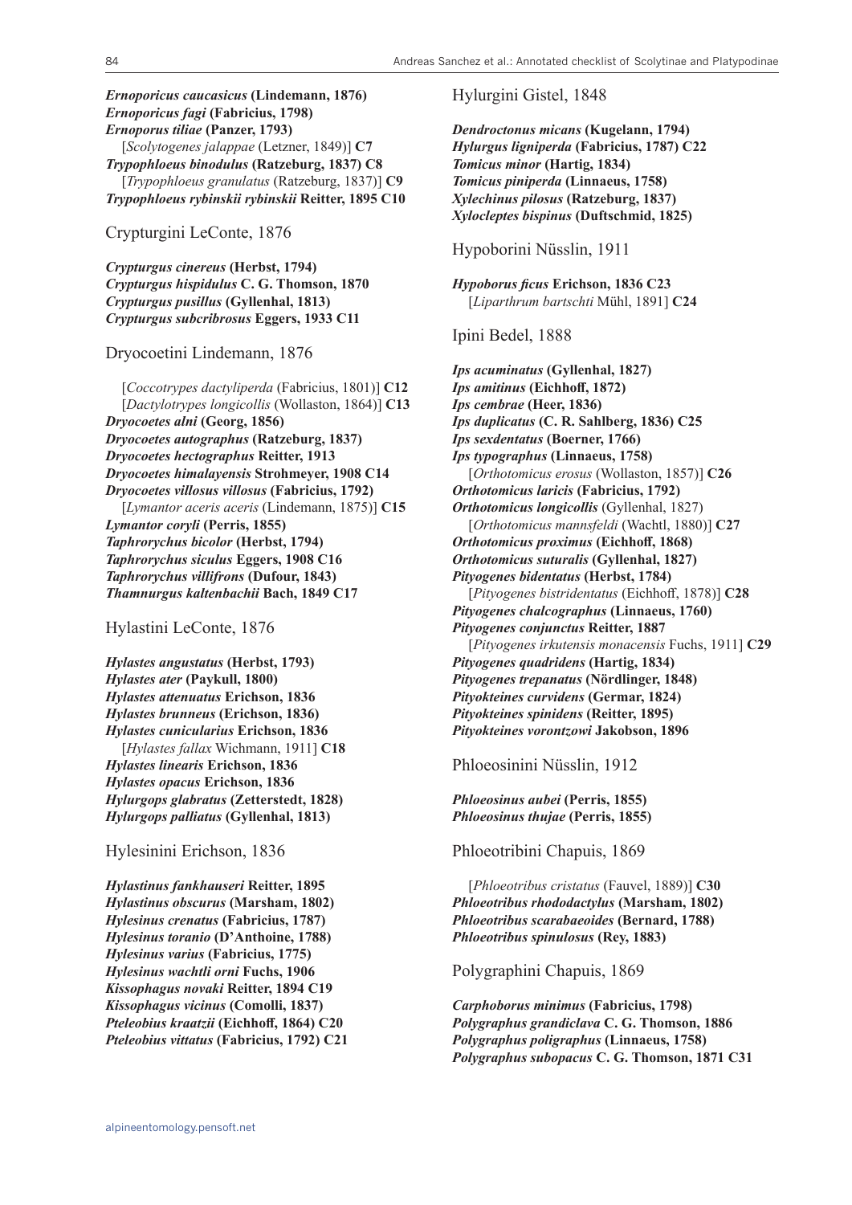***Ernoporicus caucasicus* (Lindemann, 1876)**
***Ernoporicus fagi* (Fabricius, 1798)**
***Ernoporus tiliae* (Panzer, 1793)**
[*Scolytogenes jalappae* (Letzner, 1849)] **C7**
***Trypophloeus binodulus* (Ratzeburg, 1837) C8**
[*Trypophloeus granulatus* (Ratzeburg, 1837)] **C9**
***Trypophloeus rybinskii rybinskii* Reitter, 1895 C10**

## Crypturgini LeConte, 1876

***Crypturgus cinereus* (Herbst, 1794)**
***Crypturgus hispidulus* C. G. Thomson, 1870**
***Crypturgus pusillus* (Gyllenhal, 1813)**
***Crypturgus subcribrosus* Eggers, 1933 C11**

## Dryocoetini Lindemann, 1876

[*Coccotrypes dactyliperda* (Fabricius, 1801)] **C12**
[*Dactylotrypes longicollis* (Wollaston, 1864)] **C13**
***Dryocoetes alni* (Georg, 1856)**
***Dryocoetes autographus* (Ratzeburg, 1837)**
***Dryocoetes hectographus* Reitter, 1913**
***Dryocoetes himalayensis* Strohmeyer, 1908 C14**
***Dryocoetes villosus villosus* (Fabricius, 1792)**
[*Lymantor aceris aceris* (Lindemann, 1875)] **C15**
***Lymantor coryli* (Perris, 1855)**
***Taphrorychus bicolor* (Herbst, 1794)**
***Taphrorychus siculus* Eggers, 1908 C16**
***Taphrorychus villifrons* (Dufour, 1843)**
***Thamnurgus kaltenbachii* Bach, 1849 C17**

## Hylastini LeConte, 1876

***Hylastes angustatus* (Herbst, 1793)**
***Hylastes ater* (Paykull, 1800)**
***Hylastes attenuatus* Erichson, 1836**
***Hylastes brunneus* (Erichson, 1836)**
***Hylastes cunicularius* Erichson, 1836**
[*Hylastes fallax* Wichmann, 1911] **C18**
***Hylastes linearis* Erichson, 1836**
***Hylastes opacus* Erichson, 1836**
***Hylurgops glabratus* (Zetterstedt, 1828)**
***Hylurgops palliatus* (Gyllenhal, 1813)**

## Hylesinini Erichson, 1836

***Hylastinus fankhauseri* Reitter, 1895**
***Hylastinus obscurus* (Marsham, 1802)**
***Hylesinus crenatus* (Fabricius, 1787)**
***Hylesinus toranio* (D'Anthoine, 1788)**
***Hylesinus varius* (Fabricius, 1775)**
***Hylesinus wachtli orni* Fuchs, 1906**
***Kissophagus novaki* Reitter, 1894 C19**
***Kissophagus vicinus* (Comolli, 1837)**
***Pteleobius kraatzii* (Eichhoff, 1864) C20**
***Pteleobius vittatus* (Fabricius, 1792) C21**

## Hylurgini Gistel, 1848

***Dendroctonus micans* (Kugelann, 1794)**
***Hylurgus ligniperda* (Fabricius, 1787) C22**
***Tomicus minor* (Hartig, 1834)**
***Tomicus piniperda* (Linnaeus, 1758)**
***Xylechinus pilosus* (Ratzeburg, 1837)**
***Xylocleptes bispinus* (Duftschmid, 1825)**

## Hypoborini Nüsslin, 1911

***Hypoborus ficus* Erichson, 1836 C23**
[*Liparthrum bartschti* Mühl, 1891] **C24**

## Ipini Bedel, 1888

***Ips acuminatus* (Gyllenhal, 1827)**
***Ips amitinus* (Eichhoff, 1872)**
***Ips cembrae* (Heer, 1836)**
***Ips duplicatus* (C. R. Sahlberg, 1836) C25**
***Ips sexdentatus* (Boerner, 1766)**
***Ips typographus* (Linnaeus, 1758)**
[*Orthotomicus erosus* (Wollaston, 1857)] **C26**
***Orthotomicus laricis* (Fabricius, 1792)**
***Orthotomicus longicollis*** (Gyllenhal, 1827)
[*Orthotomicus mannsfeldi* (Wachtl, 1880)] **C27**
***Orthotomicus proximus* (Eichhoff, 1868)**
***Orthotomicus suturalis* (Gyllenhal, 1827)**
***Pityogenes bidentatus* (Herbst, 1784)**
[*Pityogenes bistridentatus* (Eichhoff, 1878)] **C28**
***Pityogenes chalcographus* (Linnaeus, 1760)**
***Pityogenes conjunctus* Reitter, 1887**
[*Pityogenes irkutensis monacensis* Fuchs, 1911] **C29**
***Pityogenes quadridens* (Hartig, 1834)**
***Pityogenes trepanatus* (Nördlinger, 1848)**
***Pityokteines curvidens* (Germar, 1824)**
***Pityokteines spinidens* (Reitter, 1895)**
***Pityokteines vorontzowi* Jakobson, 1896**

## Phloeosinini Nüsslin, 1912

***Phloeosinus aubei* (Perris, 1855)**
***Phloeosinus thujae* (Perris, 1855)**

## Phloeotribini Chapuis, 1869

[*Phloeotribus cristatus* (Fauvel, 1889)] **C30**
***Phloeotribus rhododactylus* (Marsham, 1802)**
***Phloeotribus scarabaeoides* (Bernard, 1788)**
***Phloeotribus spinulosus* (Rey, 1883)**

## Polygraphini Chapuis, 1869

***Carphoborus minimus* (Fabricius, 1798)**
***Polygraphus grandiclava* C. G. Thomson, 1886**
***Polygraphus poligraphus* (Linnaeus, 1758)**
***Polygraphus subopacus* C. G. Thomson, 1871 C31**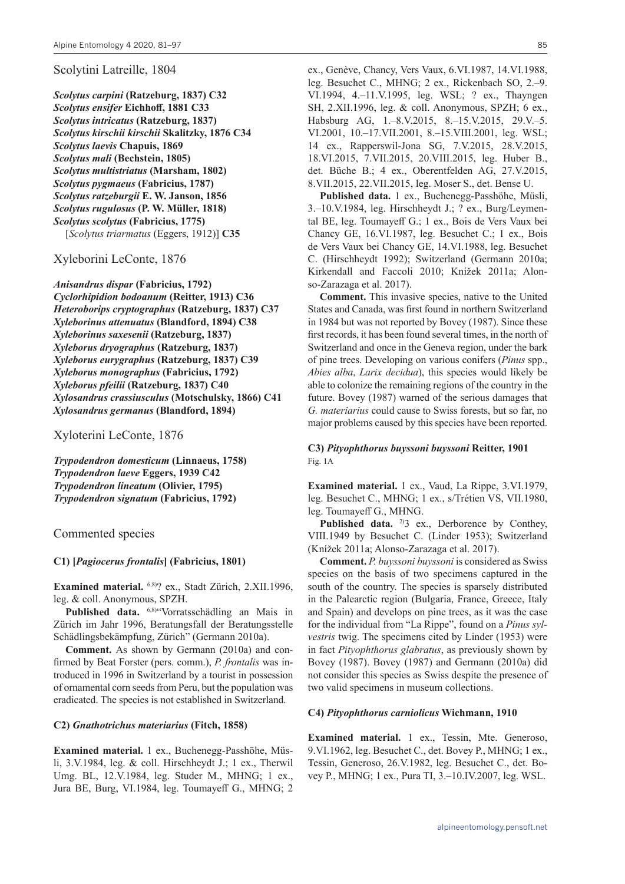## Scolytini Latreille, 1804

***Scolytus carpini* (Ratzeburg, 1837) C32**
***Scolytus ensifer* Eichhoff, 1881 C33**
***Scolytus intricatus* (Ratzeburg, 1837)**
***Scolytus kirschii kirschii* Skalitzky, 1876 C34**
***Scolytus laevis* Chapuis, 1869**
***Scolytus mali* (Bechstein, 1805)**
***Scolytus multistriatus* (Marsham, 1802)**
***Scolytus pygmaeus* (Fabricius, 1787)**
***Scolytus ratzeburgii* E. W. Janson, 1856**
***Scolytus rugulosus* (P. W. Müller, 1818)**
***Scolytus scolytus* (Fabricius, 1775)**
[*Scolytus triarmatus* (Eggers, 1912)] **C35**

## Xyleborini LeConte, 1876

***Anisandrus dispar* (Fabricius, 1792)**
***Cyclorhipidion bodoanum* (Reitter, 1913) C36**
***Heteroborips cryptographus* (Ratzeburg, 1837) C37**
***Xyleborinus attenuatus* (Blandford, 1894) C38**
***Xyleborinus saxesenii* (Ratzeburg, 1837)**
***Xyleborus dryographus* (Ratzeburg, 1837)**
***Xyleborus eurygraphus* (Ratzeburg, 1837) C39**
***Xyleborus monographus* (Fabricius, 1792)**
***Xyleborus pfeilii* (Ratzeburg, 1837) C40**
***Xylosandrus crassiusculus* (Motschulsky, 1866) C41**
***Xylosandrus germanus* (Blandford, 1894)**

## Xyloterini LeConte, 1876

***Trypodendron domesticum* (Linnaeus, 1758)**
***Trypodendron laeve* Eggers, 1939 C42**
***Trypodendron lineatum* (Olivier, 1795)**
***Trypodendron signatum* (Fabricius, 1792)**

## Commented species

### C1) [*Pagiocerus frontalis*] (Fabricius, 1801)

**Examined material.** [6,8)]? ex., Stadt Zürich, 2.XII.1996, leg. & coll. Anonymous, SPZH.

**Published data.** [6,8)]"Vorratsschädling an Mais in Zürich im Jahr 1996, Beratungsfall der Beratungsstelle Schädlingsbekämpfung, Zürich" (Germann 2010a).

**Comment.** As shown by Germann (2010a) and confirmed by Beat Forster (pers. comm.), *P. frontalis* was introduced in 1996 in Switzerland by a tourist in possession of ornamental corn seeds from Peru, but the population was eradicated. The species is not established in Switzerland.

### C2) *Gnathotrichus materiarius* (Fitch, 1858)

**Examined material.** 1 ex., Buchenegg-Passhöhe, Müsli, 3.V.1984, leg. & coll. Hirschheydt J.; 1 ex., Therwil Umg. BL, 12.V.1984, leg. Studer M., MHNG; 1 ex., Jura BE, Burg, VI.1984, leg. Toumayeff G., MHNG; 2 ex., Genève, Chancy, Vers Vaux, 6.VI.1987, 14.VI.1988, leg. Besuchet C., MHNG; 2 ex., Rickenbach SO, 2.–9. VI.1994, 4.–11.V.1995, leg. WSL; ? ex., Thayngen SH, 2.XII.1996, leg. & coll. Anonymous, SPZH; 6 ex., Habsburg AG, 1.–8.V.2015, 8.–15.V.2015, 29.V.–5. VI.2001, 10.–17.VII.2001, 8.–15.VIII.2001, leg. WSL; 14 ex., Rapperswil-Jona SG, 7.V.2015, 28.V.2015, 18.VI.2015, 7.VII.2015, 20.VIII.2015, leg. Huber B., det. Büche B.; 4 ex., Oberentfelden AG, 27.V.2015, 8.VII.2015, 22.VII.2015, leg. Moser S., det. Bense U.

**Published data.** 1 ex., Buchenegg-Passhöhe, Müsli, 3.–10.V.1984, leg. Hirschheydt J.; ? ex., Burg/Leymental BE, leg. Toumayeff G.; 1 ex., Bois de Vers Vaux bei Chancy GE, 16.VI.1987, leg. Besuchet C.; 1 ex., Bois de Vers Vaux bei Chancy GE, 14.VI.1988, leg. Besuchet C. (Hirschheydt 1992); Switzerland (Germann 2010a; Kirkendall and Faccoli 2010; Knížek 2011a; Alonso-Zarazaga et al. 2017).

**Comment.** This invasive species, native to the United States and Canada, was first found in northern Switzerland in 1984 but was not reported by Bovey (1987). Since these first records, it has been found several times, in the north of Switzerland and once in the Geneva region, under the bark of pine trees. Developing on various conifers (*Pinus* spp., *Abies alba*, *Larix decidua*), this species would likely be able to colonize the remaining regions of the country in the future. Bovey (1987) warned of the serious damages that *G. materiarius* could cause to Swiss forests, but so far, no major problems caused by this species have been reported.

### C3) *Pityophthorus buyssoni buyssoni* Reitter, 1901

Fig. 1A

**Examined material.** 1 ex., Vaud, La Rippe, 3.VI.1979, leg. Besuchet C., MHNG; 1 ex., s/Trétien VS, VII.1980, leg. Toumayeff G., MHNG.

**Published data.** [2)]3 ex., Derborence by Conthey, VIII.1949 by Besuchet C. (Linder 1953); Switzerland (Knížek 2011a; Alonso-Zarazaga et al. 2017).

**Comment.** *P. buyssoni buyssoni* is considered as Swiss species on the basis of two specimens captured in the south of the country. The species is sparsely distributed in the Palearctic region (Bulgaria, France, Greece, Italy and Spain) and develops on pine trees, as it was the case for the individual from "La Rippe", found on a *Pinus sylvestris* twig. The specimens cited by Linder (1953) were in fact *Pityophthorus glabratus*, as previously shown by Bovey (1987). Bovey (1987) and Germann (2010a) did not consider this species as Swiss despite the presence of two valid specimens in museum collections.

### C4) *Pityophthorus carniolicus* Wichmann, 1910

**Examined material.** 1 ex., Tessin, Mte. Generoso, 9.VI.1962, leg. Besuchet C., det. Bovey P., MHNG; 1 ex., Tessin, Generoso, 26.V.1982, leg. Besuchet C., det. Bovey P., MHNG; 1 ex., Pura TI, 3.–10.IV.2007, leg. WSL.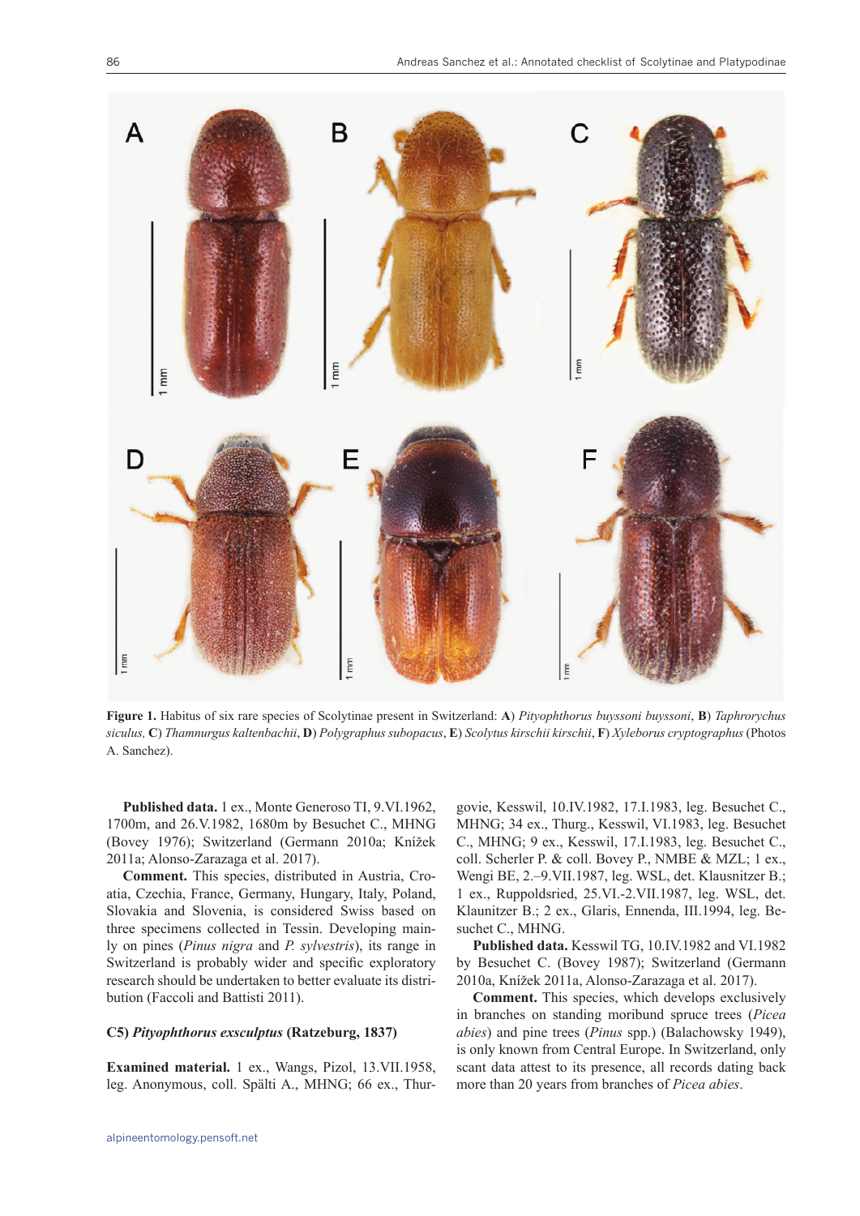Figure 1. Habitus of six rare species of Scolytinae present in Switzerland: **A**) *Pityophthorus buyssoni buyssoni*, **B**) *Taphrorychus siculus*, **C**) *Thamnurgus kaltenbachii*, **D**) *Polygraphus subopacus*, **E**) *Scolytus kirschii kirschii*, **F**) *Xyleborus cryptographus* (Photos A. Sanchez).

**Published data.** 1 ex., Monte Generoso TI, 9.VI.1962, 1700m, and 26.V.1982, 1680m by Besuchet C., MHNG (Bovey 1976); Switzerland (Germann 2010a; Knížek 2011a; Alonso-Zarazaga et al. 2017).

**Comment.** This species, distributed in Austria, Croatia, Czechia, France, Germany, Hungary, Italy, Poland, Slovakia and Slovenia, is considered Swiss based on three specimens collected in Tessin. Developing mainly on pines (*Pinus nigra* and *P. sylvestris*), its range in Switzerland is probably wider and specific exploratory research should be undertaken to better evaluate its distribution (Faccoli and Battisti 2011).

### C5) *Pityophthorus exsculptus* (Ratzeburg, 1837)

**Examined material.** 1 ex., Wangs, Pizol, 13.VII.1958, leg. Anonymous, coll. Spälti A., MHNG; 66 ex., Thurgovie, Kesswil, 10.IV.1982, 17.I.1983, leg. Besuchet C., MHNG; 34 ex., Thurg., Kesswil, VI.1983, leg. Besuchet C., MHNG; 9 ex., Kesswil, 17.I.1983, leg. Besuchet C., coll. Scherler P. & coll. Bovey P., NMBE & MZL; 1 ex., Wengi BE, 2.–9.VII.1987, leg. WSL, det. Klausnitzer B.; 1 ex., Ruppoldsried, 25.VI.-2.VII.1987, leg. WSL, det. Klaunitzer B.; 2 ex., Glaris, Ennenda, III.1994, leg. Besuchet C., MHNG.

**Published data.** Kesswil TG, 10.IV.1982 and VI.1982 by Besuchet C. (Bovey 1987); Switzerland (Germann 2010a, Knížek 2011a, Alonso-Zarazaga et al. 2017).

**Comment.** This species, which develops exclusively in branches on standing moribund spruce trees (*Picea abies*) and pine trees (*Pinus* spp.) (Balachowsky 1949), is only known from Central Europe. In Switzerland, only scant data attest to its presence, all records dating back more than 20 years from branches of *Picea abies*.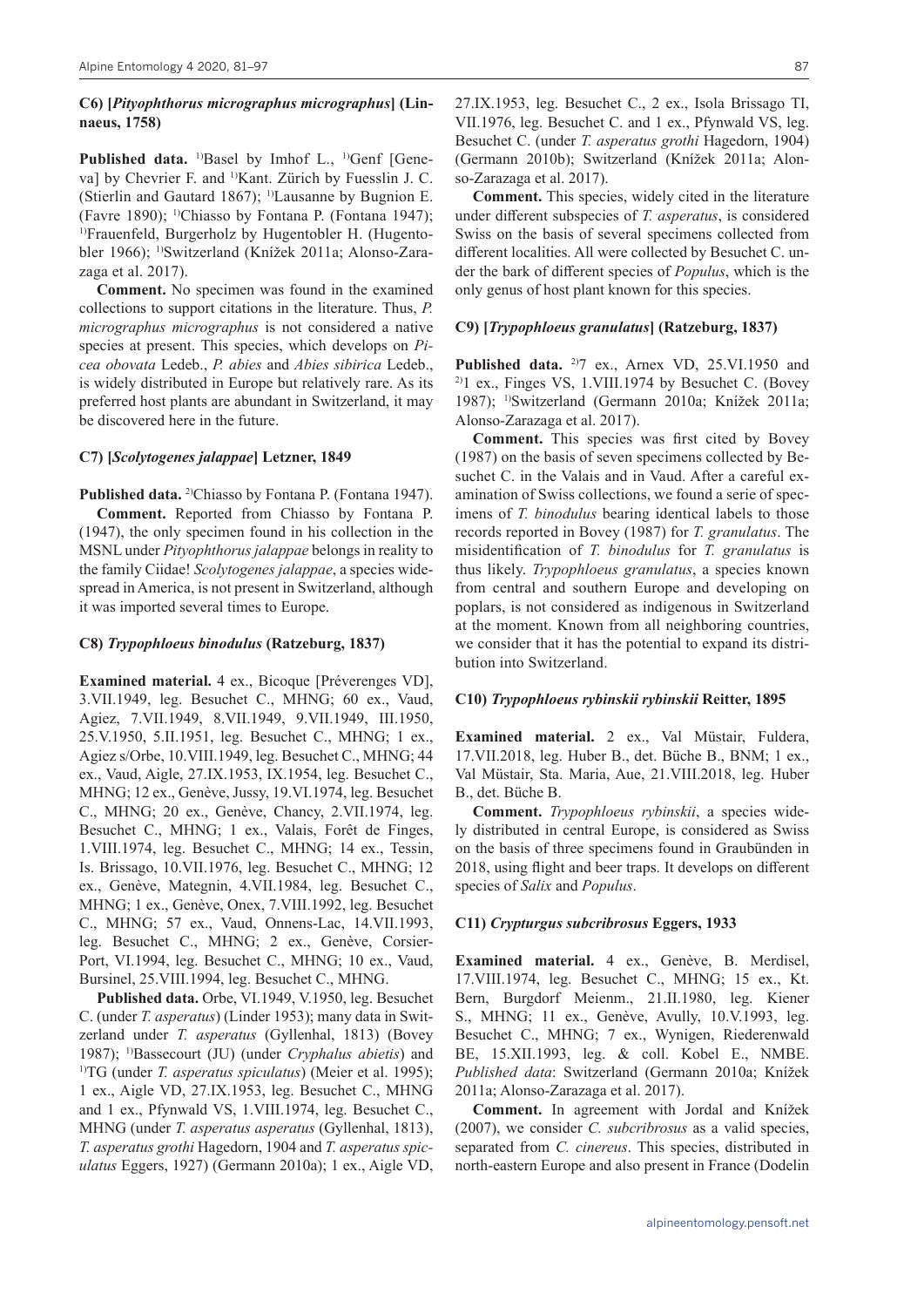#### C6) [*Pityophthorus micrographus micrographus*] (Linnaeus, 1758)

**Published data.** [1)]Basel by Imhof L., [1)]Genf [Geneva] by Chevrier F. and [1)]Kant. Zürich by Fuesslin J. C. (Stierlin and Gautard 1867); [1)]Lausanne by Bugnion E. (Favre 1890); [1)]Chiasso by Fontana P. (Fontana 1947); [1)]Frauenfeld, Burgerholz by Hugentobler H. (Hugentobler 1966); [1)]Switzerland (Knížek 2011a; Alonso-Zarazaga et al. 2017).

**Comment.** No specimen was found in the examined collections to support citations in the literature. Thus, *P. micrographus micrographus* is not considered a native species at present. This species, which develops on *Picea obovata* Ledeb., *P. abies* and *Abies sibirica* Ledeb., is widely distributed in Europe but relatively rare. As its preferred host plants are abundant in Switzerland, it may be discovered here in the future.

#### C7) [*Scolytogenes jalappae*] Letzner, 1849

**Published data.** [2)]Chiasso by Fontana P. (Fontana 1947).

**Comment.** Reported from Chiasso by Fontana P. (1947), the only specimen found in his collection in the MSNL under *Pityophthorus jalappae* belongs in reality to the family Ciidae! *Scolytogenes jalappae*, a species widespread in America, is not present in Switzerland, although it was imported several times to Europe.

#### C8) *Trypophloeus binodulus* (Ratzeburg, 1837)

**Examined material.** 4 ex., Bicoque [Préverenges VD], 3.VII.1949, leg. Besuchet C., MHNG; 60 ex., Vaud, Agiez, 7.VII.1949, 8.VII.1949, 9.VII.1949, III.1950, 25.V.1950, 5.II.1951, leg. Besuchet C., MHNG; 1 ex., Agiez s/Orbe, 10.VIII.1949, leg. Besuchet C., MHNG; 44 ex., Vaud, Aigle, 27.IX.1953, IX.1954, leg. Besuchet C., MHNG; 12 ex., Genève, Jussy, 19.VI.1974, leg. Besuchet C., MHNG; 20 ex., Genève, Chancy, 2.VII.1974, leg. Besuchet C., MHNG; 1 ex., Valais, Forêt de Finges, 1.VIII.1974, leg. Besuchet C., MHNG; 14 ex., Tessin, Is. Brissago, 10.VII.1976, leg. Besuchet C., MHNG; 12 ex., Genève, Mategnin, 4.VII.1984, leg. Besuchet C., MHNG; 1 ex., Genève, Onex, 7.VIII.1992, leg. Besuchet C., MHNG; 57 ex., Vaud, Onnens-Lac, 14.VII.1993, leg. Besuchet C., MHNG; 2 ex., Genève, Corsier-Port, VI.1994, leg. Besuchet C., MHNG; 10 ex., Vaud, Bursinel, 25.VIII.1994, leg. Besuchet C., MHNG.

**Published data.** Orbe, VI.1949, V.1950, leg. Besuchet C. (under *T. asperatus*) (Linder 1953); many data in Switzerland under *T. asperatus* (Gyllenhal, 1813) (Bovey 1987); [1)]Bassecourt (JU) (under *Cryphalus abietis*) and [1)]TG (under *T. asperatus spiculatus*) (Meier et al. 1995); 1 ex., Aigle VD, 27.IX.1953, leg. Besuchet C., MHNG and 1 ex., Pfynwald VS, 1.VIII.1974, leg. Besuchet C., MHNG (under *T. asperatus asperatus* (Gyllenhal, 1813), *T. asperatus grothi* Hagedorn, 1904 and *T. asperatus spiculatus* Eggers, 1927) (Germann 2010a); 1 ex., Aigle VD, 27.IX.1953, leg. Besuchet C., 2 ex., Isola Brissago TI, VII.1976, leg. Besuchet C. and 1 ex., Pfynwald VS, leg. Besuchet C. (under *T. asperatus grothi* Hagedorn, 1904) (Germann 2010b); Switzerland (Knížek 2011a; Alonso-Zarazaga et al. 2017).

**Comment.** This species, widely cited in the literature under different subspecies of *T. asperatus*, is considered Swiss on the basis of several specimens collected from different localities. All were collected by Besuchet C. under the bark of different species of *Populus*, which is the only genus of host plant known for this species.

#### C9) [*Trypophloeus granulatus*] (Ratzeburg, 1837)

**Published data.** [2)]7 ex., Arnex VD, 25.VI.1950 and [2)]1 ex., Finges VS, 1.VIII.1974 by Besuchet C. (Bovey 1987); [1)]Switzerland (Germann 2010a; Knížek 2011a; Alonso-Zarazaga et al. 2017).

**Comment.** This species was first cited by Bovey (1987) on the basis of seven specimens collected by Besuchet C. in the Valais and in Vaud. After a careful examination of Swiss collections, we found a serie of specimens of *T. binodulus* bearing identical labels to those records reported in Bovey (1987) for *T. granulatus*. The misidentification of *T. binodulus* for *T. granulatus* is thus likely. *Trypophloeus granulatus*, a species known from central and southern Europe and developing on poplars, is not considered as indigenous in Switzerland at the moment. Known from all neighboring countries, we consider that it has the potential to expand its distribution into Switzerland.

#### C10) *Trypophloeus rybinskii rybinskii* Reitter, 1895

**Examined material.** 2 ex., Val Müstair, Fuldera, 17.VII.2018, leg. Huber B., det. Büche B., BNM; 1 ex., Val Müstair, Sta. Maria, Aue, 21.VIII.2018, leg. Huber B., det. Büche B.

**Comment.** *Trypophloeus rybinskii*, a species widely distributed in central Europe, is considered as Swiss on the basis of three specimens found in Graubünden in 2018, using flight and beer traps. It develops on different species of *Salix* and *Populus*.

#### C11) *Crypturgus subcribrosus* Eggers, 1933

**Examined material.** 4 ex., Genève, B. Merdisel, 17.VIII.1974, leg. Besuchet C., MHNG; 15 ex., Kt. Bern, Burgdorf Meienm., 21.II.1980, leg. Kiener S., MHNG; 11 ex., Genève, Avully, 10.V.1993, leg. Besuchet C., MHNG; 7 ex., Wynigen, Riederenwald BE, 15.XII.1993, leg. & coll. Kobel E., NMBE. *Published data*: Switzerland (Germann 2010a; Knížek 2011a; Alonso-Zarazaga et al. 2017).

**Comment.** In agreement with Jordal and Knížek (2007), we consider *C. subcribrosus* as a valid species, separated from *C. cinereus*. This species, distributed in north-eastern Europe and also present in France (Dodelin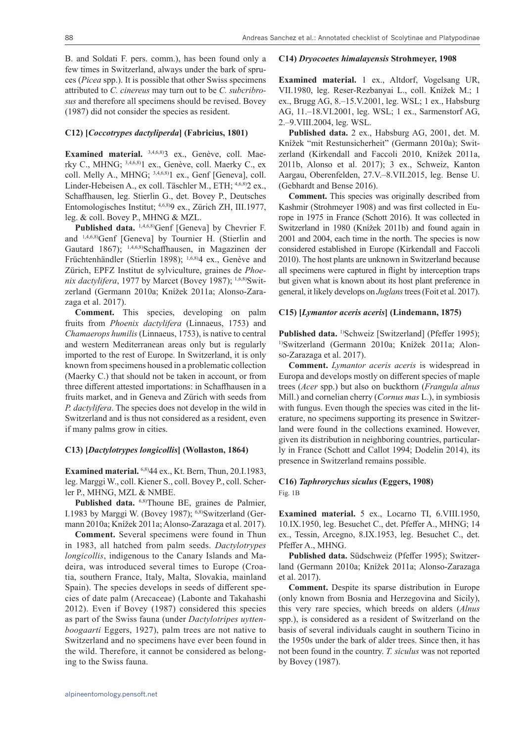B. and Soldati F. pers. comm.), has been found only a few times in Switzerland, always under the bark of spruces (*Picea* spp.). It is possible that other Swiss specimens attributed to *C. cinereus* may turn out to be *C. subcribrosus* and therefore all specimens should be revised. Bovey (1987) did not consider the species as resident.

#### C12) [*Coccotrypes dactyliperda*] (Fabricius, 1801)

**Examined material.** [3,4,6,8]3 ex., Genève, coll. Maerky C., MHNG; [3,4,6,8]1 ex., Genève, coll. Maerky C., ex coll. Melly A., MHNG; [3,4,6,8]1 ex., Genf [Geneva], coll. Linder-Hebeisen A., ex coll. Täschler M., ETH; [4,6,8]2 ex., Schaffhausen, leg. Stierlin G., det. Bovey P., Deutsches Entomologisches Institut; [4,6,8]9 ex., Zürich ZH, III.1977, leg. & coll. Bovey P., MHNG & MZL.

**Published data.** [1,4,6,8]Genf [Geneva] by Chevrier F. and [1,4,6,8]Genf [Geneva] by Tournier H. (Stierlin and Gautard 1867); [1,4,6,8]Schaffhausen, in Magazinen der Früchtenhändler (Stierlin 1898); [1,6,8]4 ex., Genève and Zürich, EPFZ Institut de sylviculture, graines de *Phoenix dactylifera*, 1977 by Marcet (Bovey 1987); [1,6,8]Switzerland (Germann 2010a; Knížek 2011a; Alonso-Zarazaga et al. 2017).

**Comment.** This species, developing on palm fruits from *Phoenix dactylifera* (Linnaeus, 1753) and *Chamaerops humilis* (Linnaeus, 1753), is native to central and western Mediterranean areas only but is regularly imported to the rest of Europe. In Switzerland, it is only known from specimens housed in a problematic collection (Maerky C.) that should not be taken in account, or from three different attested importations: in Schaffhausen in a fruits market, and in Geneva and Zürich with seeds from *P. dactylifera*. The species does not develop in the wild in Switzerland and is thus not considered as a resident, even if many palms grow in cities.

#### C13) [*Dactylotrypes longicollis*] (Wollaston, 1864)

**Examined material.** [6,8]44 ex., Kt. Bern, Thun, 20.I.1983, leg. Marggi W., coll. Kiener S., coll. Bovey P., coll. Scherler P., MHNG, MZL & NMBE.

**Published data.** [6,8]Thoune BE, graines de Palmier, I.1983 by Marggi W. (Bovey 1987); [6,8]Switzerland (Germann 2010a; Knížek 2011a; Alonso-Zarazaga et al. 2017).

**Comment.** Several specimens were found in Thun in 1983, all hatched from palm seeds. *Dactylotrypes longicollis*, indigenous to the Canary Islands and Madeira, was introduced several times to Europe (Croatia, southern France, Italy, Malta, Slovakia, mainland Spain). The species develops in seeds of different species of date palm (Arecaceae) (Labonte and Takahashi 2012). Even if Bovey (1987) considered this species as part of the Swiss fauna (under *Dactylotripes uyttenboogaarti* Eggers, 1927), palm trees are not native to Switzerland and no specimens have ever been found in the wild. Therefore, it cannot be considered as belonging to the Swiss fauna.

#### C14) *Dryocoetes himalayensis* Strohmeyer, 1908

**Examined material.** 1 ex., Altdorf, Vogelsang UR, VII.1980, leg. Reser-Rezbanyai L., coll. Knížek M.; 1 ex., Brugg AG, 8.–15.V.2001, leg. WSL; 1 ex., Habsburg AG, 11.–18.VI.2001, leg. WSL; 1 ex., Sarmenstorf AG, 2.–9.VIII.2004, leg. WSL.

**Published data.** 2 ex., Habsburg AG, 2001, det. M. Knížek "mit Restunsicherheit" (Germann 2010a); Switzerland (Kirkendall and Faccoli 2010, Knížek 2011a, 2011b, Alonso et al. 2017); 3 ex., Schweiz, Kanton Aargau, Oberenfelden, 27.V.–8.VII.2015, leg. Bense U. (Gebhardt and Bense 2016).

**Comment.** This species was originally described from Kashmir (Strohmeyer 1908) and was first collected in Europe in 1975 in France (Schott 2016). It was collected in Switzerland in 1980 (Knížek 2011b) and found again in 2001 and 2004, each time in the north. The species is now considered established in Europe (Kirkendall and Faccoli 2010). The host plants are unknown in Switzerland because all specimens were captured in flight by interception traps but given what is known about its host plant preference in general, it likely develops on *Juglans* trees (Foit et al. 2017).

#### C15) [*Lymantor aceris aceris*] (Lindemann, 1875)

**Published data.** [1)]Schweiz [Switzerland] (Pfeffer 1995); [1)]Switzerland (Germann 2010a; Knížek 2011a; Alonso-Zarazaga et al. 2017).

**Comment.** *Lymantor aceris aceris* is widespread in Europa and develops mostly on different species of maple trees (*Acer* spp.) but also on buckthorn (*Frangula alnus* Mill.) and cornelian cherry (*Cornus mas* L.), in symbiosis with fungus. Even though the species was cited in the literature, no specimens supporting its presence in Switzerland were found in the collections examined. However, given its distribution in neighboring countries, particularly in France (Schott and Callot 1994; Dodelin 2014), its presence in Switzerland remains possible.

#### C16) *Taphrorychus siculus* (Eggers, 1908)

Fig. 1B

**Examined material.** 5 ex., Locarno TI, 6.VIII.1950, 10.IX.1950, leg. Besuchet C., det. Pfeffer A., MHNG; 14 ex., Tessin, Arcegno, 8.IX.1953, leg. Besuchet C., det. Pfeffer A., MHNG.

**Published data.** Südschweiz (Pfeffer 1995); Switzerland (Germann 2010a; Knížek 2011a; Alonso-Zarazaga et al. 2017).

**Comment.** Despite its sparse distribution in Europe (only known from Bosnia and Herzegovina and Sicily), this very rare species, which breeds on alders (*Alnus* spp.), is considered as a resident of Switzerland on the basis of several individuals caught in southern Ticino in the 1950s under the bark of alder trees. Since then, it has not been found in the country. *T. siculus* was not reported by Bovey (1987).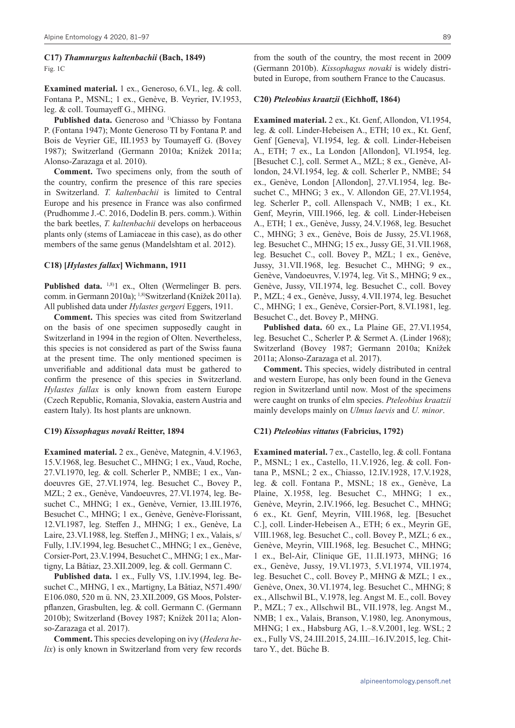### C17) *Thamnurgus kaltenbachii* (Bach, 1849)

Fig. 1C

**Examined material.** 1 ex., Generoso, 6.VI., leg. & coll. Fontana P., MSNL; 1 ex., Genève, B. Veyrier, IV.1953, leg. & coll. Toumayeff G., MHNG.

**Published data.** Generoso and [1)]Chiasso by Fontana P. (Fontana 1947); Monte Generoso TI by Fontana P. and Bois de Veyrier GE, III.1953 by Toumayeff G. (Bovey 1987); Switzerland (Germann 2010a; Knížek 2011a; Alonso-Zarazaga et al. 2010).

**Comment.** Two specimens only, from the south of the country, confirm the presence of this rare species in Switzerland. *T. kaltenbachii* is limited to Central Europe and his presence in France was also confirmed (Prudhomme J.-C. 2016, Dodelin B. pers. comm.). Within the bark beetles, *T. kaltenbachii* develops on herbaceous plants only (stems of Lamiaceae in this case), as do other members of the same genus (Mandelshtam et al. 2012).

### C18) [*Hylastes fallax*] Wichmann, 1911

**Published data.** [1,8)]1 ex., Olten (Wermelinger B. pers. comm. in Germann 2010a); [1,8)]Switzerland (Knížek 2011a). All published data under *Hylastes gergeri* Eggers, 1911.

**Comment.** This species was cited from Switzerland on the basis of one specimen supposedly caught in Switzerland in 1994 in the region of Olten. Nevertheless, this species is not considered as part of the Swiss fauna at the present time. The only mentioned specimen is unverifiable and additional data must be gathered to confirm the presence of this species in Switzerland. *Hylastes fallax* is only known from eastern Europe (Czech Republic, Romania, Slovakia, eastern Austria and eastern Italy). Its host plants are unknown.

### C19) *Kissophagus novaki* Reitter, 1894

**Examined material.** 2 ex., Genève, Mategnin, 4.V.1963, 15.V.1968, leg. Besuchet C., MHNG; 1 ex., Vaud, Roche, 27.VI.1970, leg. & coll. Scherler P., NMBE; 1 ex., Vandoeuvres GE, 27.VI.1974, leg. Besuchet C., Bovey P., MZL; 2 ex., Genève, Vandoeuvres, 27.VI.1974, leg. Besuchet C., MHNG; 1 ex., Genève, Vernier, 13.III.1976, Besuchet C., MHNG; 1 ex., Genève, Genève-Florissant, 12.VI.1987, leg. Steffen J., MHNG; 1 ex., Genève, La Laire, 23.VI.1988, leg. Steffen J., MHNG; 1 ex., Valais, s/ Fully, 1.IV.1994, leg. Besuchet C., MHNG; 1 ex., Genève, Corsier-Port, 23.V.1994, Besuchet C., MHNG; 1 ex., Martigny, La Bâtiaz, 23.XII.2009, leg. & coll. Germann C.

**Published data.** 1 ex., Fully VS, 1.IV.1994, leg. Besuchet C., MHNG, 1 ex., Martigny, La Bâtiaz, N571.490/ E106.080, 520 m ü. NN, 23.XII.2009, GS Moos, Polsterpflanzen, Grasbulten, leg. & coll. Germann C. (Germann 2010b); Switzerland (Bovey 1987; Knížek 2011a; Alonso-Zarazaga et al. 2017).

**Comment.** This species developing on ivy (*Hedera helix*) is only known in Switzerland from very few records from the south of the country, the most recent in 2009 (Germann 2010b). *Kissophagus novaki* is widely distributed in Europe, from southern France to the Caucasus.

### C20) *Pteleobius kraatzii* (Eichhoff, 1864)

**Examined material.** 2 ex., Kt. Genf, Allondon, VI.1954, leg. & coll. Linder-Hebeisen A., ETH; 10 ex., Kt. Genf, Genf [Geneva], VI.1954, leg. & coll. Linder-Hebeisen A., ETH; 7 ex., La London [Allondon], VI.1954, leg. [Besuchet C.], coll. Sermet A., MZL; 8 ex., Genève, Allondon, 24.VI.1954, leg. & coll. Scherler P., NMBE; 54 ex., Genève, London [Allondon], 27.VI.1954, leg. Besuchet C., MHNG; 3 ex., V. Allondon GE, 27.VI.1954, leg. Scherler P., coll. Allenspach V., NMB; 1 ex., Kt. Genf, Meyrin, VIII.1966, leg. & coll. Linder-Hebeisen A., ETH; 1 ex., Genève, Jussy, 24.V.1968, leg. Besuchet C., MHNG; 3 ex., Genève, Bois de Jussy, 25.VI.1968, leg. Besuchet C., MHNG; 15 ex., Jussy GE, 31.VII.1968, leg. Besuchet C., coll. Bovey P., MZL; 1 ex., Genève, Jussy, 31.VII.1968, leg. Besuchet C., MHNG; 9 ex., Genève, Vandoeuvres, V.1974, leg. Vit S., MHNG; 9 ex., Genève, Jussy, VII.1974, leg. Besuchet C., coll. Bovey P., MZL; 4 ex., Genève, Jussy, 4.VII.1974, leg. Besuchet C., MHNG; 1 ex., Genève, Corsier-Port, 8.VI.1981, leg. Besuchet C., det. Bovey P., MHNG.

**Published data.** 60 ex., La Plaine GE, 27.VI.1954, leg. Besuchet C., Scherler P. & Sermet A. (Linder 1968); Switzerland (Bovey 1987; Germann 2010a; Knížek 2011a; Alonso-Zarazaga et al. 2017).

**Comment.** This species, widely distributed in central and western Europe, has only been found in the Geneva region in Switzerland until now. Most of the specimens were caught on trunks of elm species. *Pteleobius kraatzii* mainly develops mainly on *Ulmus laevis* and *U. minor*.

### C21) *Pteleobius vittatus* (Fabricius, 1792)

**Examined material.** 7 ex., Castello, leg. & coll. Fontana P., MSNL; 1 ex., Castello, 11.V.1926, leg. & coll. Fontana P., MSNL; 2 ex., Chiasso, 12.IV.1928, 17.V.1928, leg. & coll. Fontana P., MSNL; 18 ex., Genève, La Plaine, X.1958, leg. Besuchet C., MHNG; 1 ex., Genève, Meyrin, 2.IV.1966, leg. Besuchet C., MHNG; 6 ex., Kt. Genf, Meyrin, VIII.1968, leg. [Besuchet C.], coll. Linder-Hebeisen A., ETH; 6 ex., Meyrin GE, VIII.1968, leg. Besuchet C., coll. Bovey P., MZL; 6 ex., Genève, Meyrin, VIII.1968, leg. Besuchet C., MHNG; 1 ex., Bel-Air, Clinique GE, 11.II.1973, MHNG; 16 ex., Genève, Jussy, 19.VI.1973, 5.VI.1974, VII.1974, leg. Besuchet C., coll. Bovey P., MHNG & MZL; 1 ex., Genève, Onex, 30.VI.1974, leg. Besuchet C., MHNG; 8 ex., Allschwil BL, V.1978, leg. Angst M. E., coll. Bovey P., MZL; 7 ex., Allschwil BL, VII.1978, leg. Angst M., NMB; 1 ex., Valais, Branson, V.1980, leg. Anonymous, MHNG; 1 ex., Habsburg AG, 1.–8.V.2001, leg. WSL; 2 ex., Fully VS, 24.III.2015, 24.III.–16.IV.2015, leg. Chittaro Y., det. Büche B.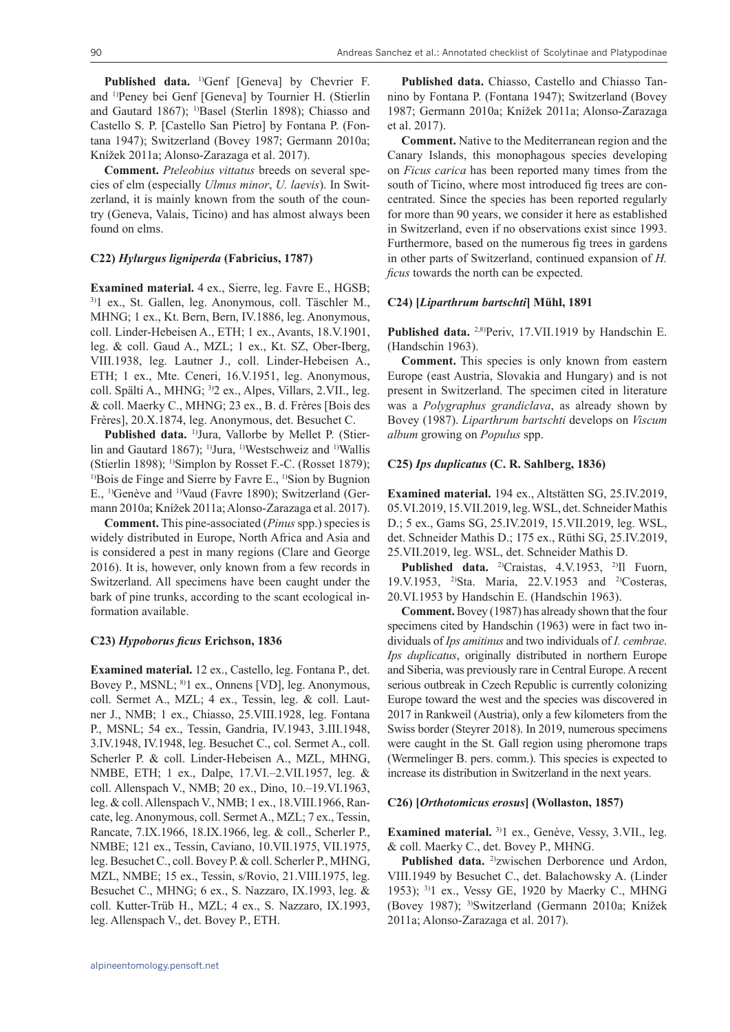**Published data.** [1)]Genf [Geneva] by Chevrier F. and [1)]Peney bei Genf [Geneva] by Tournier H. (Stierlin and Gautard 1867); [1)]Basel (Sterlin 1898); Chiasso and Castello S. P. [Castello San Pietro] by Fontana P. (Fontana 1947); Switzerland (Bovey 1987; Germann 2010a; Knížek 2011a; Alonso-Zarazaga et al. 2017).

**Comment.** *Pteleobius vittatus* breeds on several species of elm (especially *Ulmus minor*, *U. laevis*). In Switzerland, it is mainly known from the south of the country (Geneva, Valais, Ticino) and has almost always been found on elms.

### C22) *Hylurgus ligniperda* (Fabricius, 1787)

**Examined material.** 4 ex., Sierre, leg. Favre E., HGSB; [3)]1 ex., St. Gallen, leg. Anonymous, coll. Täschler M., MHNG; 1 ex., Kt. Bern, Bern, IV.1886, leg. Anonymous, coll. Linder-Hebeisen A., ETH; 1 ex., Avants, 18.V.1901, leg. & coll. Gaud A., MZL; 1 ex., Kt. SZ, Ober-Iberg, VIII.1938, leg. Lautner J., coll. Linder-Hebeisen A., ETH; 1 ex., Mte. Ceneri, 16.V.1951, leg. Anonymous, coll. Spälti A., MHNG; [3)]2 ex., Alpes, Villars, 2.VII., leg. & coll. Maerky C., MHNG; 23 ex., B. d. Frères [Bois des Frères], 20.X.1874, leg. Anonymous, det. Besuchet C.

**Published data.** [1)]Jura, Vallorbe by Mellet P. (Stierlin and Gautard 1867); [1)]Jura, [1)]Westschweiz and [1)]Wallis (Stierlin 1898); [1)]Simplon by Rosset F.-C. (Rosset 1879); [1)]Bois de Finge and Sierre by Favre E., [1)]Sion by Bugnion E., [1)]Genève and [1)]Vaud (Favre 1890); Switzerland (Germann 2010a; Knížek 2011a; Alonso-Zarazaga et al. 2017).

**Comment.** This pine-associated (*Pinus* spp.) species is widely distributed in Europe, North Africa and Asia and is considered a pest in many regions (Clare and George 2016). It is, however, only known from a few records in Switzerland. All specimens have been caught under the bark of pine trunks, according to the scant ecological information available.

### C23) *Hypoborus ficus* Erichson, 1836

**Examined material.** 12 ex., Castello, leg. Fontana P., det. Bovey P., MSNL; [8)]1 ex., Onnens [VD], leg. Anonymous, coll. Sermet A., MZL; 4 ex., Tessin, leg. & coll. Lautner J., NMB; 1 ex., Chiasso, 25.VIII.1928, leg. Fontana P., MSNL; 54 ex., Tessin, Gandria, IV.1943, 3.III.1948, 3.IV.1948, IV.1948, leg. Besuchet C., col. Sermet A., coll. Scherler P. & coll. Linder-Hebeisen A., MZL, MHNG, NMBE, ETH; 1 ex., Dalpe, 17.VI.–2.VII.1957, leg. & coll. Allenspach V., NMB; 20 ex., Dino, 10.–19.VI.1963, leg. & coll. Allenspach V., NMB; 1 ex., 18.VIII.1966, Rancate, leg. Anonymous, coll. Sermet A., MZL; 7 ex., Tessin, Rancate, 7.IX.1966, 18.IX.1966, leg. & coll., Scherler P., NMBE; 121 ex., Tessin, Caviano, 10.VII.1975, VII.1975, leg. Besuchet C., coll. Bovey P. & coll. Scherler P., MHNG, MZL, NMBE; 15 ex., Tessin, s/Rovio, 21.VIII.1975, leg. Besuchet C., MHNG; 6 ex., S. Nazzaro, IX.1993, leg. & coll. Kutter-Trüb H., MZL; 4 ex., S. Nazzaro, IX.1993, leg. Allenspach V., det. Bovey P., ETH.

**Published data.** Chiasso, Castello and Chiasso Tannino by Fontana P. (Fontana 1947); Switzerland (Bovey 1987; Germann 2010a; Knížek 2011a; Alonso-Zarazaga et al. 2017).

**Comment.** Native to the Mediterranean region and the Canary Islands, this monophagous species developing on *Ficus carica* has been reported many times from the south of Ticino, where most introduced fig trees are concentrated. Since the species has been reported regularly for more than 90 years, we consider it here as established in Switzerland, even if no observations exist since 1993. Furthermore, based on the numerous fig trees in gardens in other parts of Switzerland, continued expansion of *H. ficus* towards the north can be expected.

### C24) [*Liparthrum bartschti*] Mühl, 1891

**Published data.** [2,8)]Periv, 17.VII.1919 by Handschin E. (Handschin 1963).

**Comment.** This species is only known from eastern Europe (east Austria, Slovakia and Hungary) and is not present in Switzerland. The specimen cited in literature was a *Polygraphus grandiclava*, as already shown by Bovey (1987). *Liparthrum bartschti* develops on *Viscum album* growing on *Populus* spp.

### C25) *Ips duplicatus* (C. R. Sahlberg, 1836)

**Examined material.** 194 ex., Altstätten SG, 25.IV.2019, 05.VI.2019, 15.VII.2019, leg. WSL, det. Schneider Mathis D.; 5 ex., Gams SG, 25.IV.2019, 15.VII.2019, leg. WSL, det. Schneider Mathis D.; 175 ex., Rüthi SG, 25.IV.2019, 25.VII.2019, leg. WSL, det. Schneider Mathis D.

**Published data.** [2)]Craistas, 4.V.1953, [2)]Il Fuorn, 19.V.1953, [2)]Sta. Maria, 22.V.1953 and [2)]Costeras, 20.VI.1953 by Handschin E. (Handschin 1963).

**Comment.** Bovey (1987) has already shown that the four specimens cited by Handschin (1963) were in fact two individuals of *Ips amitinus* and two individuals of *I. cembrae*. *Ips duplicatus*, originally distributed in northern Europe and Siberia, was previously rare in Central Europe. A recent serious outbreak in Czech Republic is currently colonizing Europe toward the west and the species was discovered in 2017 in Rankweil (Austria), only a few kilometers from the Swiss border (Steyrer 2018). In 2019, numerous specimens were caught in the St. Gall region using pheromone traps (Wermelinger B. pers. comm.). This species is expected to increase its distribution in Switzerland in the next years.

### C26) [*Orthotomicus erosus*] (Wollaston, 1857)

**Examined material.** [3)]1 ex., Genève, Vessy, 3.VII., leg. & coll. Maerky C., det. Bovey P., MHNG.

**Published data.** [2)]zwischen Derborence und Ardon, VIII.1949 by Besuchet C., det. Balachowsky A. (Linder 1953); [3)]1 ex., Vessy GE, 1920 by Maerky C., MHNG (Bovey 1987); [3)]Switzerland (Germann 2010a; Knížek 2011a; Alonso-Zarazaga et al. 2017).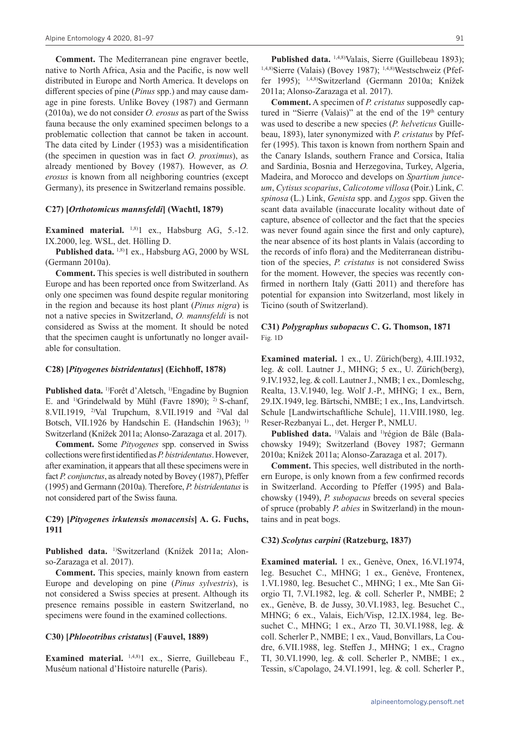**Comment.** The Mediterranean pine engraver beetle, native to North Africa, Asia and the Pacific, is now well distributed in Europe and North America. It develops on different species of pine (*Pinus* spp.) and may cause damage in pine forests. Unlike Bovey (1987) and Germann (2010a), we do not consider *O. erosus* as part of the Swiss fauna because the only examined specimen belongs to a problematic collection that cannot be taken in account. The data cited by Linder (1953) was a misidentification (the specimen in question was in fact *O. proximus*), as already mentioned by Bovey (1987). However, as *O. erosus* is known from all neighboring countries (except Germany), its presence in Switzerland remains possible.

#### C27) [*Orthotomicus mannsfeldi*] (Wachtl, 1879)

**Examined material.** [1,8)]1 ex., Habsburg AG, 5.-12. IX.2000, leg. WSL, det. Hölling D.

**Published data.** [1,8)]1 ex., Habsburg AG, 2000 by WSL (Germann 2010a).

**Comment.** This species is well distributed in southern Europe and has been reported once from Switzerland. As only one specimen was found despite regular monitoring in the region and because its host plant (*Pinus nigra*) is not a native species in Switzerland, *O. mannsfeldi* is not considered as Swiss at the moment. It should be noted that the specimen caught is unfortunatly no longer available for consultation.

#### C28) [*Pityogenes bistridentatus*] (Eichhoff, 1878)

**Published data.** [1)]Forêt d'Aletsch, [1)]Engadine by Bugnion E. and [1)]Grindelwald by Mühl (Favre 1890); [2)] S-chanf, 8.VII.1919, [2)]Val Trupchum, 8.VII.1919 and [2)]Val dal Botsch, VII.1926 by Handschin E. (Handschin 1963); [1)] Switzerland (Knížek 2011a; Alonso-Zarazaga et al. 2017).

**Comment.** Some *Pityogenes* spp. conserved in Swiss collections were first identified as *P. bistridentatus*. However, after examination, it appears that all these specimens were in fact *P. conjunctus*, as already noted by Bovey (1987), Pfeffer (1995) and Germann (2010a). Therefore, *P. bistridentatus* is not considered part of the Swiss fauna.

#### C29) [*Pityogenes irkutensis monacensis*] A. G. Fuchs, 1911

**Published data.** [1)]Switzerland (Knížek 2011a; Alonso-Zarazaga et al. 2017).

**Comment.** This species, mainly known from eastern Europe and developing on pine (*Pinus sylvestris*), is not considered a Swiss species at present. Although its presence remains possible in eastern Switzerland, no specimens were found in the examined collections.

#### C30) [*Phloeotribus cristatus*] (Fauvel, 1889)

**Examined material.** [1,4,8)]1 ex., Sierre, Guillebeau F., Muséum national d'Histoire naturelle (Paris).

**Published data.** [1,4,8)]Valais, Sierre (Guillebeau 1893); [1,4,8)]Sierre (Valais) (Bovey 1987); [1,4,8)]Westschweiz (Pfeffer 1995); [1,4,8)]Switzerland (Germann 2010a; Knížek 2011a; Alonso-Zarazaga et al. 2017).

**Comment.** A specimen of *P. cristatus* supposedly captured in "Sierre (Valais)" at the end of the 19[th] century was used to describe a new species (*P. helveticus* Guillebeau, 1893), later synonymized with *P. cristatus* by Pfeffer (1995). This taxon is known from northern Spain and the Canary Islands, southern France and Corsica, Italia and Sardinia, Bosnia and Herzegovina, Turkey, Algeria, Madeira, and Morocco and develops on *Spartium junceum*, *Cytisus scoparius*, *Calicotome villosa* (Poir.) Link, *C. spinosa* (L.) Link, *Genista* spp. and *Lygos* spp. Given the scant data available (inaccurate locality without date of capture, absence of collector and the fact that the species was never found again since the first and only capture), the near absence of its host plants in Valais (according to the records of info flora) and the Mediterranean distribution of the species, *P. cristatus* is not considered Swiss for the moment. However, the species was recently confirmed in northern Italy (Gatti 2011) and therefore has potential for expansion into Switzerland, most likely in Ticino (south of Switzerland).

#### C31) *Polygraphus subopacus* C. G. Thomson, 1871

Fig. 1D

**Examined material.** 1 ex., U. Zürich(berg), 4.III.1932, leg. & coll. Lautner J., MHNG; 5 ex., U. Zürich(berg), 9.IV.1932, leg. & coll. Lautner J., NMB; 1 ex., Domleschg, Realta, 13.V.1940, leg. Wolf J.-P., MHNG; 1 ex., Bern, 29.IX.1949, leg. Bärtschi, NMBE; 1 ex., Ins, Landvirtsch. Schule [Landwirtschaftliche Schule], 11.VIII.1980, leg. Reser-Rezbanyai L., det. Herger P., NMLU.

**Published data.** [1)]Valais and [1)]région de Bâle (Balachowsky 1949); Switzerland (Bovey 1987; Germann 2010a; Knížek 2011a; Alonso-Zarazaga et al. 2017).

**Comment.** This species, well distributed in the northern Europe, is only known from a few confirmed records in Switzerland. According to Pfeffer (1995) and Balachowsky (1949), *P. subopacus* breeds on several species of spruce (probably *P. abies* in Switzerland) in the mountains and in peat bogs.

#### C32) *Scolytus carpini* (Ratzeburg, 1837)

**Examined material.** 1 ex., Genève, Onex, 16.VI.1974, leg. Besuchet C., MHNG; 1 ex., Genève, Frontenex, 1.VI.1980, leg. Besuchet C., MHNG; 1 ex., Mte San Giorgio TI, 7.VI.1982, leg. & coll. Scherler P., NMBE; 2 ex., Genève, B. de Jussy, 30.VI.1983, leg. Besuchet C., MHNG; 6 ex., Valais, Eich/Visp, 12.IX.1984, leg. Besuchet C., MHNG; 1 ex., Arzo TI, 30.VI.1988, leg. & coll. Scherler P., NMBE; 1 ex., Vaud, Bonvillars, La Coudre, 6.VII.1988, leg. Steffen J., MHNG; 1 ex., Cragno TI, 30.VI.1990, leg. & coll. Scherler P., NMBE; 1 ex., Tessin, s/Capolago, 24.VI.1991, leg. & coll. Scherler P.,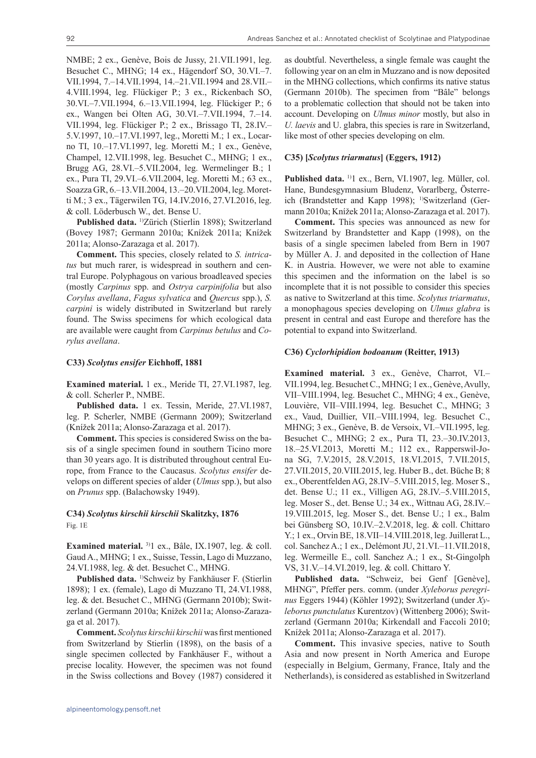NMBE; 2 ex., Genève, Bois de Jussy, 21.VII.1991, leg. Besuchet C., MHNG; 14 ex., Hägendorf SO, 30.VI.–7.VII.1994, 7.–14.VII.1994, 14.–21.VII.1994 and 28.VII.–4.VIII.1994, leg. Flückiger P.; 3 ex., Rickenbach SO, 30.VI.–7.VII.1994, 6.–13.VII.1994, leg. Flückiger P.; 6 ex., Wangen bei Olten AG, 30.VI.–7.VII.1994, 7.–14.VII.1994, leg. Flückiger P.; 2 ex., Brissago TI, 28.IV.–5.V.1997, 10.–17.VI.1997, leg., Moretti M.; 1 ex., Locarno TI, 10.–17.VI.1997, leg. Moretti M.; 1 ex., Genève, Champel, 12.VII.1998, leg. Besuchet C., MHNG; 1 ex., Brugg AG, 28.VI.–5.VII.2004, leg. Wermelinger B.; 1 ex., Pura TI, 29.VI.–6.VII.2004, leg. Moretti M.; 63 ex., Soazza GR, 6.–13.VII.2004, 13.–20.VII.2004, leg. Moretti M.; 3 ex., Tägerwilen TG, 14.IV.2016, 27.VI.2016, leg. & coll. Löderbusch W., det. Bense U.

**Published data.** [1]Zürich (Stierlin 1898); Switzerland (Bovey 1987; Germann 2010a; Knížek 2011a; Knížek 2011a; Alonso-Zarazaga et al. 2017).

**Comment.** This species, closely related to *S. intricatus* but much rarer, is widespread in southern and central Europe. Polyphagous on various broadleaved species (mostly *Carpinus* spp. and *Ostrya carpinifolia* but also *Corylus avellana*, *Fagus sylvatica* and *Quercus* spp.), *S. carpini* is widely distributed in Switzerland but rarely found. The Swiss specimens for which ecological data are available were caught from *Carpinus betulus* and *Corylus avellana*.

#### C33) *Scolytus ensifer* Eichhoff, 1881

**Examined material.** 1 ex., Meride TI, 27.VI.1987, leg. & coll. Scherler P., NMBE.

**Published data.** 1 ex. Tessin, Meride, 27.VI.1987, leg. P. Scherler, NMBE (Germann 2009); Switzerland (Knížek 2011a; Alonso-Zarazaga et al. 2017).

**Comment.** This species is considered Swiss on the basis of a single specimen found in southern Ticino more than 30 years ago. It is distributed throughout central Europe, from France to the Caucasus. *Scolytus ensifer* develops on different species of alder (*Ulmus* spp.), but also on *Prunus* spp. (Balachowsky 1949).

#### C34) *Scolytus kirschii kirschii* Skalitzky, 1876

Fig. 1E

**Examined material.** [3]1 ex., Bâle, IX.1907, leg. & coll. Gaud A., MHNG; 1 ex., Suisse, Tessin, Lago di Muzzano, 24.VI.1988, leg. & det. Besuchet C., MHNG.

**Published data.** [1]Schweiz by Fankhäuser F. (Stierlin 1898); 1 ex. (female), Lago di Muzzano TI, 24.VI.1988, leg. & det. Besuchet C., MHNG (Germann 2010b); Switzerland (Germann 2010a; Knížek 2011a; Alonso-Zarazaga et al. 2017).

**Comment.** *Scolytus kirschii kirschii* was first mentioned from Switzerland by Stierlin (1898), on the basis of a single specimen collected by Fankhäuser F., without a precise locality. However, the specimen was not found in the Swiss collections and Bovey (1987) considered it as doubtful. Nevertheless, a single female was caught the following year on an elm in Muzzano and is now deposited in the MHNG collections, which confirms its native status (Germann 2010b). The specimen from "Bâle" belongs to a problematic collection that should not be taken into account. Developing on *Ulmus minor* mostly, but also in *U. laevis* and U. glabra, this species is rare in Switzerland, like most of other species developing on elm.

#### C35) [*Scolytus triarmatus*] (Eggers, 1912)

**Published data.** [1]1 ex., Bern, VI.1907, leg. Müller, col. Hane, Bundesgymnasium Bludenz, Vorarlberg, Österreich (Brandstetter and Kapp 1998); [1]Switzerland (Germann 2010a; Knížek 2011a; Alonso-Zarazaga et al. 2017).

**Comment.** This species was announced as new for Switzerland by Brandstetter and Kapp (1998), on the basis of a single specimen labeled from Bern in 1907 by Müller A. J. and deposited in the collection of Hane K. in Austria. However, we were not able to examine this specimen and the information on the label is so incomplete that it is not possible to consider this species as native to Switzerland at this time. *Scolytus triarmatus*, a monophagous species developing on *Ulmus glabra* is present in central and east Europe and therefore has the potential to expand into Switzerland.

#### C36) *Cyclorhipidion bodoanum* (Reitter, 1913)

**Examined material.** 3 ex., Genève, Charrot, VI.–VII.1994, leg. Besuchet C., MHNG; 1 ex., Genève, Avully, VII–VIII.1994, leg. Besuchet C., MHNG; 4 ex., Genève, Louvière, VII–VIII.1994, leg. Besuchet C., MHNG; 3 ex., Vaud, Duillier, VII.–VIII.1994, leg. Besuchet C., MHNG; 3 ex., Genève, B. de Versoix, VI.–VII.1995, leg. Besuchet C., MHNG; 2 ex., Pura TI, 23.–30.IV.2013, 18.–25.VI.2013, Moretti M.; 112 ex., Rapperswil-Jona SG, 7.V.2015, 28.V.2015, 18.VI.2015, 7.VII.2015, 27.VII.2015, 20.VIII.2015, leg. Huber B., det. Büche B; 8 ex., Oberentfelden AG, 28.IV–5.VIII.2015, leg. Moser S., det. Bense U.; 11 ex., Villigen AG, 28.IV.–5.VIII.2015, leg. Moser S., det. Bense U.; 34 ex., Wittnau AG, 28.IV.–19.VIII.2015, leg. Moser S., det. Bense U.; 1 ex., Balm bei Günsberg SO, 10.IV.–2.V.2018, leg. & coll. Chittaro Y.; 1 ex., Orvin BE, 18.VII–14.VIII.2018, leg. Juillerat L., col. Sanchez A.; 1 ex., Delémont JU, 21.VI.–11.VII.2018, leg. Wermeille E., coll. Sanchez A.; 1 ex., St-Gingolph VS, 31.V.–14.VI.2019, leg. & coll. Chittaro Y.

**Published data.** "Schweiz, bei Genf [Genève], MHNG", Pfeffer pers. comm. (under *Xyleborus peregrinus* Eggers 1944) (Köhler 1992); Switzerland (under *Xyleborus punctulatus* Kurentzov) (Wittenberg 2006); Switzerland (Germann 2010a; Kirkendall and Faccoli 2010; Knížek 2011a; Alonso-Zarazaga et al. 2017).

**Comment.** This invasive species, native to South Asia and now present in North America and Europe (especially in Belgium, Germany, France, Italy and the Netherlands), is considered as established in Switzerland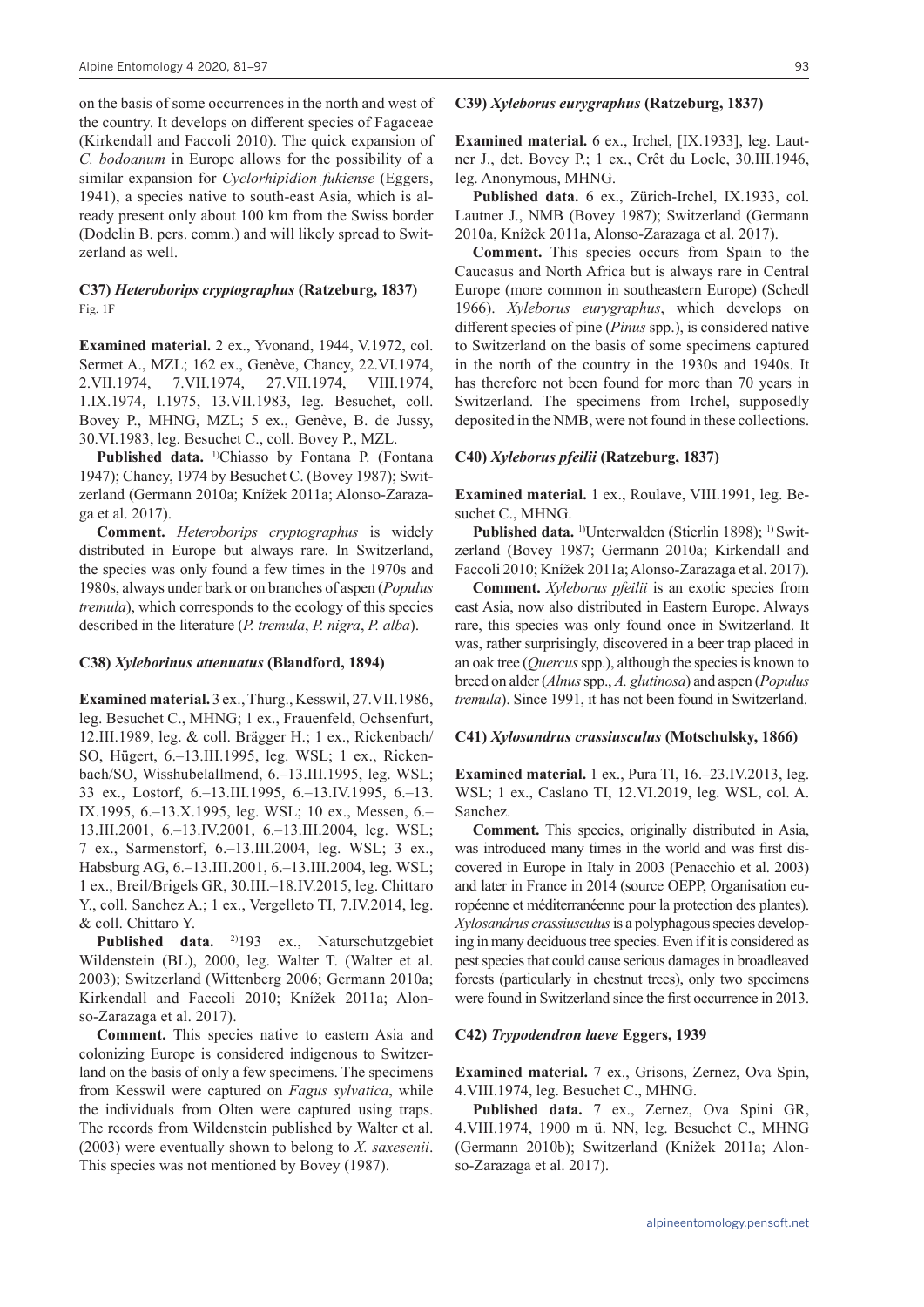on the basis of some occurrences in the north and west of the country. It develops on different species of Fagaceae (Kirkendall and Faccoli 2010). The quick expansion of *C. bodoanum* in Europe allows for the possibility of a similar expansion for *Cyclorhipidion fukiense* (Eggers, 1941), a species native to south-east Asia, which is already present only about 100 km from the Swiss border (Dodelin B. pers. comm.) and will likely spread to Switzerland as well.

### C37) *Heteroborips cryptographus* (Ratzeburg, 1837)

Fig. 1F

**Examined material.** 2 ex., Yvonand, 1944, V.1972, col. Sermet A., MZL; 162 ex., Genève, Chancy, 22.VI.1974, 2.VII.1974, 7.VII.1974, 27.VII.1974, VIII.1974, 1.IX.1974, I.1975, 13.VII.1983, leg. Besuchet, coll. Bovey P., MHNG, MZL; 5 ex., Genève, B. de Jussy, 30.VI.1983, leg. Besuchet C., coll. Bovey P., MZL.

**Published data.** [1)]Chiasso by Fontana P. (Fontana 1947); Chancy, 1974 by Besuchet C. (Bovey 1987); Switzerland (Germann 2010a; Knížek 2011a; Alonso-Zarazaga et al. 2017).

**Comment.** *Heteroborips cryptographus* is widely distributed in Europe but always rare. In Switzerland, the species was only found a few times in the 1970s and 1980s, always under bark or on branches of aspen (*Populus tremula*), which corresponds to the ecology of this species described in the literature (*P. tremula*, *P. nigra*, *P. alba*).

### C38) *Xyleborinus attenuatus* (Blandford, 1894)

**Examined material.** 3 ex., Thurg., Kesswil, 27.VII.1986, leg. Besuchet C., MHNG; 1 ex., Frauenfeld, Ochsenfurt, 12.III.1989, leg. & coll. Brägger H.; 1 ex., Rickenbach/SO, Hügert, 6.–13.III.1995, leg. WSL; 1 ex., Rickenbach/SO, Wisshubelallmend, 6.–13.III.1995, leg. WSL; 33 ex., Lostorf, 6.–13.III.1995, 6.–13.IV.1995, 6.–13.IX.1995, 6.–13.X.1995, leg. WSL; 10 ex., Messen, 6.–13.III.2001, 6.–13.IV.2001, 6.–13.III.2004, leg. WSL; 7 ex., Sarmenstorf, 6.–13.III.2004, leg. WSL; 3 ex., Habsburg AG, 6.–13.III.2001, 6.–13.III.2004, leg. WSL; 1 ex., Breil/Brigels GR, 30.III.–18.IV.2015, leg. Chittaro Y., coll. Sanchez A.; 1 ex., Vergelleto TI, 7.IV.2014, leg. & coll. Chittaro Y.

**Published data.** [2)]193 ex., Naturschutzgebiet Wildenstein (BL), 2000, leg. Walter T. (Walter et al. 2003); Switzerland (Wittenberg 2006; Germann 2010a; Kirkendall and Faccoli 2010; Knížek 2011a; Alonso-Zarazaga et al. 2017).

**Comment.** This species native to eastern Asia and colonizing Europe is considered indigenous to Switzerland on the basis of only a few specimens. The specimens from Kesswil were captured on *Fagus sylvatica*, while the individuals from Olten were captured using traps. The records from Wildenstein published by Walter et al. (2003) were eventually shown to belong to *X. saxesenii*. This species was not mentioned by Bovey (1987).

### C39) *Xyleborus eurygraphus* (Ratzeburg, 1837)

**Examined material.** 6 ex., Irchel, [IX.1933], leg. Lautner J., det. Bovey P.; 1 ex., Crêt du Locle, 30.III.1946, leg. Anonymous, MHNG.

**Published data.** 6 ex., Zürich-Irchel, IX.1933, col. Lautner J., NMB (Bovey 1987); Switzerland (Germann 2010a, Knížek 2011a, Alonso-Zarazaga et al. 2017).

**Comment.** This species occurs from Spain to the Caucasus and North Africa but is always rare in Central Europe (more common in southeastern Europe) (Schedl 1966). *Xyleborus eurygraphus*, which develops on different species of pine (*Pinus* spp.), is considered native to Switzerland on the basis of some specimens captured in the north of the country in the 1930s and 1940s. It has therefore not been found for more than 70 years in Switzerland. The specimens from Irchel, supposedly deposited in the NMB, were not found in these collections.

### C40) *Xyleborus pfeilii* (Ratzeburg, 1837)

**Examined material.** 1 ex., Roulave, VIII.1991, leg. Besuchet C., MHNG.

**Published data.** [1)]Unterwalden (Stierlin 1898); [1)] Switzerland (Bovey 1987; Germann 2010a; Kirkendall and Faccoli 2010; Knížek 2011a; Alonso-Zarazaga et al. 2017).

**Comment.** *Xyleborus pfeilii* is an exotic species from east Asia, now also distributed in Eastern Europe. Always rare, this species was only found once in Switzerland. It was, rather surprisingly, discovered in a beer trap placed in an oak tree (*Quercus* spp.), although the species is known to breed on alder (*Alnus* spp., *A. glutinosa*) and aspen (*Populus tremula*). Since 1991, it has not been found in Switzerland.

### C41) *Xylosandrus crassiusculus* (Motschulsky, 1866)

**Examined material.** 1 ex., Pura TI, 16.–23.IV.2013, leg. WSL; 1 ex., Caslano TI, 12.VI.2019, leg. WSL, col. A. Sanchez.

**Comment.** This species, originally distributed in Asia, was introduced many times in the world and was first discovered in Europe in Italy in 2003 (Penacchio et al. 2003) and later in France in 2014 (source OEPP, Organisation européenne et méditerranéenne pour la protection des plantes). *Xylosandrus crassiusculus* is a polyphagous species developing in many deciduous tree species. Even if it is considered as pest species that could cause serious damages in broadleaved forests (particularly in chestnut trees), only two specimens were found in Switzerland since the first occurrence in 2013.

### C42) *Trypodendron laeve* Eggers, 1939

**Examined material.** 7 ex., Grisons, Zernez, Ova Spin, 4.VIII.1974, leg. Besuchet C., MHNG.

**Published data.** 7 ex., Zernez, Ova Spini GR, 4.VIII.1974, 1900 m ü. NN, leg. Besuchet C., MHNG (Germann 2010b); Switzerland (Knížek 2011a; Alonso-Zarazaga et al. 2017).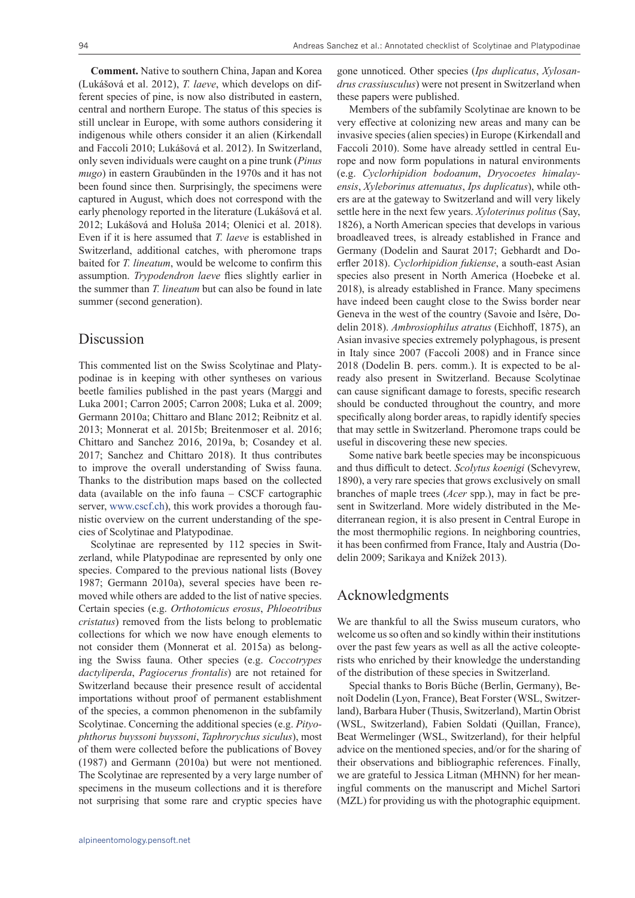**Comment.** Native to southern China, Japan and Korea (Lukášová et al. 2012), *T. laeve*, which develops on different species of pine, is now also distributed in eastern, central and northern Europe. The status of this species is still unclear in Europe, with some authors considering it indigenous while others consider it an alien (Kirkendall and Faccoli 2010; Lukášová et al. 2012). In Switzerland, only seven individuals were caught on a pine trunk (*Pinus mugo*) in eastern Graubünden in the 1970s and it has not been found since then. Surprisingly, the specimens were captured in August, which does not correspond with the early phenology reported in the literature (Lukášová et al. 2012; Lukášová and Holuša 2014; Olenici et al. 2018). Even if it is here assumed that *T. laeve* is established in Switzerland, additional catches, with pheromone traps baited for *T. lineatum*, would be welcome to confirm this assumption. *Trypodendron laeve* flies slightly earlier in the summer than *T. lineatum* but can also be found in late summer (second generation).

## Discussion

This commented list on the Swiss Scolytinae and Platypodinae is in keeping with other syntheses on various beetle families published in the past years (Marggi and Luka 2001; Carron 2005; Carron 2008; Luka et al. 2009; Germann 2010a; Chittaro and Blanc 2012; Reibnitz et al. 2013; Monnerat et al. 2015b; Breitenmoser et al. 2016; Chittaro and Sanchez 2016, 2019a, b; Cosandey et al. 2017; Sanchez and Chittaro 2018). It thus contributes to improve the overall understanding of Swiss fauna. Thanks to the distribution maps based on the collected data (available on the info fauna – CSCF cartographic server, www.cscf.ch), this work provides a thorough faunistic overview on the current understanding of the species of Scolytinae and Platypodinae.

Scolytinae are represented by 112 species in Switzerland, while Platypodinae are represented by only one species. Compared to the previous national lists (Bovey 1987; Germann 2010a), several species have been removed while others are added to the list of native species. Certain species (e.g. *Orthotomicus erosus*, *Phloeotribus cristatus*) removed from the lists belong to problematic collections for which we now have enough elements to not consider them (Monnerat et al. 2015a) as belonging the Swiss fauna. Other species (e.g. *Coccotrypes dactyliperda*, *Pagiocerus frontalis*) are not retained for Switzerland because their presence result of accidental importations without proof of permanent establishment of the species, a common phenomenon in the subfamily Scolytinae. Concerning the additional species (e.g. *Pityophthorus buyssoni buyssoni*, *Taphrorychus siculus*), most of them were collected before the publications of Bovey (1987) and Germann (2010a) but were not mentioned. The Scolytinae are represented by a very large number of specimens in the museum collections and it is therefore not surprising that some rare and cryptic species have gone unnoticed. Other species (*Ips duplicatus*, *Xylosandrus crassiusculus*) were not present in Switzerland when these papers were published.

Members of the subfamily Scolytinae are known to be very effective at colonizing new areas and many can be invasive species (alien species) in Europe (Kirkendall and Faccoli 2010). Some have already settled in central Europe and now form populations in natural environments (e.g. *Cyclorhipidion bodoanum*, *Dryocoetes himalayensis*, *Xyleborinus attenuatus*, *Ips duplicatus*), while others are at the gateway to Switzerland and will very likely settle here in the next few years. *Xyloterinus politus* (Say, 1826), a North American species that develops in various broadleaved trees, is already established in France and Germany (Dodelin and Saurat 2017; Gebhardt and Doerfler 2018). *Cyclorhipidion fukiense*, a south-east Asian species also present in North America (Hoebeke et al. 2018), is already established in France. Many specimens have indeed been caught close to the Swiss border near Geneva in the west of the country (Savoie and Isère, Dodelin 2018). *Ambrosiophilus atratus* (Eichhoff, 1875), an Asian invasive species extremely polyphagous, is present in Italy since 2007 (Faccoli 2008) and in France since 2018 (Dodelin B. pers. comm.). It is expected to be already also present in Switzerland. Because Scolytinae can cause significant damage to forests, specific research should be conducted throughout the country, and more specifically along border areas, to rapidly identify species that may settle in Switzerland. Pheromone traps could be useful in discovering these new species.

Some native bark beetle species may be inconspicuous and thus difficult to detect. *Scolytus koenigi* (Schevyrew, 1890), a very rare species that grows exclusively on small branches of maple trees (*Acer* spp.), may in fact be present in Switzerland. More widely distributed in the Mediterranean region, it is also present in Central Europe in the most thermophilic regions. In neighboring countries, it has been confirmed from France, Italy and Austria (Dodelin 2009; Sarikaya and Knížek 2013).

## Acknowledgments

We are thankful to all the Swiss museum curators, who welcome us so often and so kindly within their institutions over the past few years as well as all the active coleopterists who enriched by their knowledge the understanding of the distribution of these species in Switzerland.

Special thanks to Boris Büche (Berlin, Germany), Benoît Dodelin (Lyon, France), Beat Forster (WSL, Switzerland), Barbara Huber (Thusis, Switzerland), Martin Obrist (WSL, Switzerland), Fabien Soldati (Quillan, France), Beat Wermelinger (WSL, Switzerland), for their helpful advice on the mentioned species, and/or for the sharing of their observations and bibliographic references. Finally, we are grateful to Jessica Litman (MHNN) for her meaningful comments on the manuscript and Michel Sartori (MZL) for providing us with the photographic equipment.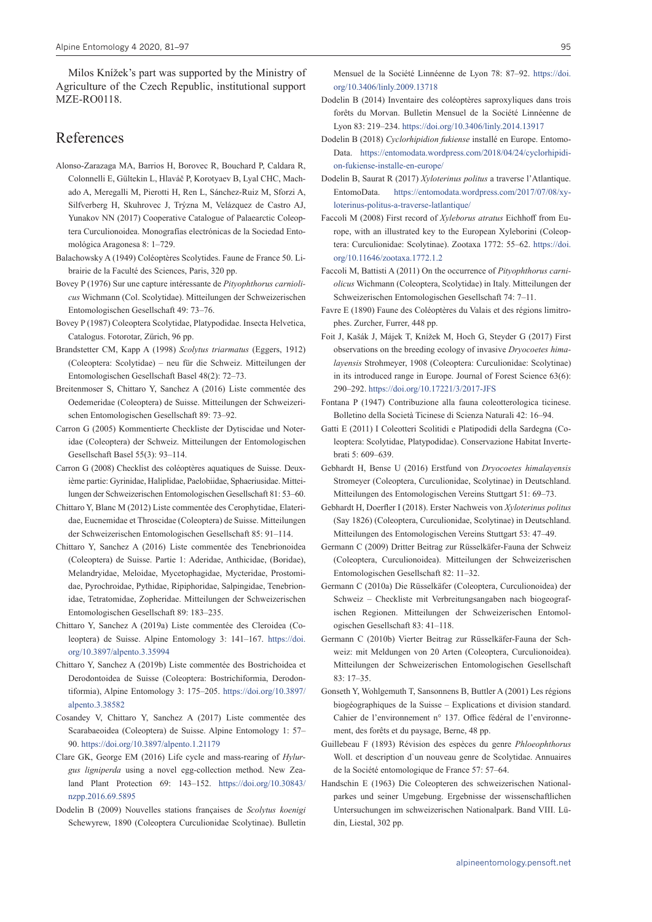Milos Knížek's part was supported by the Ministry of Agriculture of the Czech Republic, institutional support MZE-RO0118.

# References

Alonso-Zarazaga MA, Barrios H, Borovec R, Bouchard P, Caldara R, Colonnelli E, Gültekin L, Hlaváč P, Korotyaev B, Lyal CHC, Machado A, Meregalli M, Pierotti H, Ren L, Sánchez-Ruiz M, Sforzi A, Silfverberg H, Skuhrovec J, Trýzna M, Velázquez de Castro AJ, Yunakov NN (2017) Cooperative Catalogue of Palaearctic Coleoptera Curculionoidea. Monografías electrónicas de la Sociedad Entomológica Aragonesa 8: 1–729.

Balachowsky A (1949) Coléoptères Scolytides. Faune de France 50. Librairie de la Faculté des Sciences, Paris, 320 pp.

Bovey P (1976) Sur une capture intéressante de *Pityophthorus carniolicus* Wichmann (Col. Scolytidae). Mitteilungen der Schweizerischen Entomologischen Gesellschaft 49: 73–76.

Bovey P (1987) Coleoptera Scolytidae, Platypodidae. Insecta Helvetica, Catalogus. Fotorotar, Zürich, 96 pp.

Brandstetter CM, Kapp A (1998) *Scolytus triarmatus* (Eggers, 1912) (Coleoptera: Scolytidae) – neu für die Schweiz. Mitteilungen der Entomologischen Gesellschaft Basel 48(2): 72–73.

Breitenmoser S, Chittaro Y, Sanchez A (2016) Liste commentée des Oedemeridae (Coleoptera) de Suisse. Mitteilungen der Schweizerischen Entomologischen Gesellschaft 89: 73–92.

Carron G (2005) Kommentierte Checkliste der Dytiscidae und Noteridae (Coleoptera) der Schweiz. Mitteilungen der Entomologischen Gesellschaft Basel 55(3): 93–114.

Carron G (2008) Checklist des coléoptères aquatiques de Suisse. Deuxième partie: Gyrinidae, Haliplidae, Paelobiidae, Sphaeriusidae. Mitteilungen der Schweizerischen Entomologischen Gesellschaft 81: 53–60.

Chittaro Y, Blanc M (2012) Liste commentée des Cerophytidae, Elateridae, Eucnemidae et Throscidae (Coleoptera) de Suisse. Mitteilungen der Schweizerischen Entomologischen Gesellschaft 85: 91–114.

Chittaro Y, Sanchez A (2016) Liste commentée des Tenebrionoidea (Coleoptera) de Suisse. Partie 1: Aderidae, Anthicidae, (Boridae), Melandryidae, Meloidae, Mycetophagidae, Mycteridae, Prostomidae, Pyrochroidae, Pythidae, Ripiphoridae, Salpingidae, Tenebrionidae, Tetratomidae, Zopheridae. Mitteilungen der Schweizerischen Entomologischen Gesellschaft 89: 183–235.

Chittaro Y, Sanchez A (2019a) Liste commentée des Cleroidea (Coleoptera) de Suisse. Alpine Entomology 3: 141–167. https://doi.org/10.3897/alpento.3.35994

Chittaro Y, Sanchez A (2019b) Liste commentée des Bostrichoidea et Derodontoidea de Suisse (Coleoptera: Bostrichiformia, Derodontiformia), Alpine Entomology 3: 175–205. https://doi.org/10.3897/alpento.3.38582

Cosandey V, Chittaro Y, Sanchez A (2017) Liste commentée des Scarabaeoidea (Coleoptera) de Suisse. Alpine Entomology 1: 57–90. https://doi.org/10.3897/alpento.1.21179

Clare GK, George EM (2016) Life cycle and mass-rearing of *Hylurgus ligniperda* using a novel egg-collection method. New Zealand Plant Protection 69: 143–152. https://doi.org/10.30843/nzpp.2016.69.5895

Dodelin B (2009) Nouvelles stations françaises de *Scolytus koenigi* Schewyrew, 1890 (Coleoptera Curculionidae Scolytinae). Bulletin Mensuel de la Société Linnéenne de Lyon 78: 87–92. https://doi.org/10.3406/linly.2009.13718

Dodelin B (2014) Inventaire des coléoptères saproxyliques dans trois forêts du Morvan. Bulletin Mensuel de la Société Linnéenne de Lyon 83: 219–234. https://doi.org/10.3406/linly.2014.13917

Dodelin B (2018) *Cyclorhipidion fukiense* installé en Europe. EntomoData. https://entomodata.wordpress.com/2018/04/24/cyclorhipidion-fukiense-installe-en-europe/

Dodelin B, Saurat R (2017) *Xyloterinus politus* a traverse l'Atlantique. EntomoData. https://entomodata.wordpress.com/2017/07/08/xyloterinus-politus-a-traverse-latlantique/

Faccoli M (2008) First record of *Xyleborus atratus* Eichhoff from Europe, with an illustrated key to the European Xyleborini (Coleoptera: Curculionidae: Scolytinae). Zootaxa 1772: 55–62. https://doi.org/10.11646/zootaxa.1772.1.2

Faccoli M, Battisti A (2011) On the occurrence of *Pityophthorus carniolicus* Wichmann (Coleoptera, Scolytidae) in Italy. Mitteilungen der Schweizerischen Entomologischen Gesellschaft 74: 7–11.

Favre E (1890) Faune des Coléoptères du Valais et des régions limitrophes. Zurcher, Furrer, 448 pp.

Foit J, Kašák J, Májek T, Knížek M, Hoch G, Steyder G (2017) First observations on the breeding ecology of invasive *Dryocoetes himalayensis* Strohmeyer, 1908 (Coleoptera: Curculionidae: Scolytinae) in its introduced range in Europe. Journal of Forest Science 63(6): 290–292. https://doi.org/10.17221/3/2017-JFS

Fontana P (1947) Contribuzione alla fauna coleotterologica ticinese. Bolletino della Società Ticinese di Scienza Naturali 42: 16–94.

Gatti E (2011) I Coleotteri Scolitidi e Platipodidi della Sardegna (Coleoptera: Scolytidae, Platypodidae). Conservazione Habitat Invertebrati 5: 609–639.

Gebhardt H, Bense U (2016) Erstfund von *Dryocoetes himalayensis* Stromeyer (Coleoptera, Curculionidae, Scolytinae) in Deutschland. Mitteilungen des Entomologischen Vereins Stuttgart 51: 69–73.

Gebhardt H, Doerfler I (2018). Erster Nachweis von *Xyloterinus politus* (Say 1826) (Coleoptera, Curculionidae, Scolytinae) in Deutschland. Mitteilungen des Entomologischen Vereins Stuttgart 53: 47–49.

Germann C (2009) Dritter Beitrag zur Rüsselkäfer-Fauna der Schweiz (Coleoptera, Curculionoidea). Mitteilungen der Schweizerischen Entomologischen Gesellschaft 82: 11–32.

Germann C (2010a) Die Rüsselkäfer (Coleoptera, Curculionoidea) der Schweiz – Checkliste mit Verbreitungsangaben nach biogeografischen Regionen. Mitteilungen der Schweizerischen Entomologischen Gesellschaft 83: 41–118.

Germann C (2010b) Vierter Beitrag zur Rüsselkäfer-Fauna der Schweiz: mit Meldungen von 20 Arten (Coleoptera, Curculionoidea). Mitteilungen der Schweizerischen Entomologischen Gesellschaft 83: 17–35.

Gonseth Y, Wohlgemuth T, Sansonnens B, Buttler A (2001) Les régions biogéographiques de la Suisse – Explications et division standard. Cahier de l'environnement n° 137. Office fédéral de l'environnement, des forêts et du paysage, Berne, 48 pp.

Guillebeau F (1893) Révision des espèces du genre *Phloeophthorus* Woll. et description d`un nouveau genre de Scolytidae. Annuaires de la Société entomologique de France 57: 57–64.

Handschin E (1963) Die Coleopteren des schweizerischen Nationalparkes und seiner Umgebung. Ergebnisse der wissenschaftlichen Untersuchungen im schweizerischen Nationalpark. Band VIII. Lüdin, Liestal, 302 pp.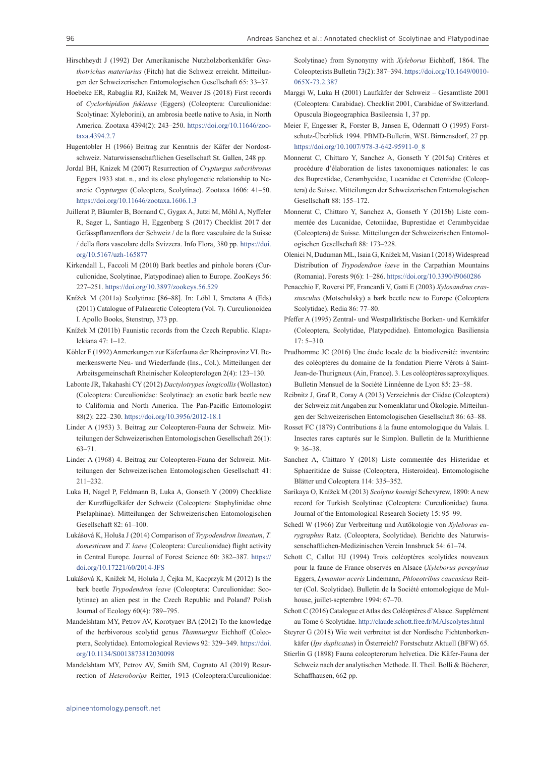Hirschheydt J (1992) Der Amerikanische Nutzholzborkenkäfer *Gnathotrichus materiarius* (Fitch) hat die Schweiz erreicht. Mitteilungen der Schweizerischen Entomologischen Gesellschaft 65: 33–37.

Hoebeke ER, Rabaglia RJ, Knížek M, Weaver JS (2018) First records of *Cyclorhipidion fukiense* (Eggers) (Coleoptera: Curculionidae: Scolytinae: Xyleborini), an ambrosia beetle native to Asia, in North America. Zootaxa 4394(2): 243–250. https://doi.org/10.11646/zootaxa.4394.2.7

Hugentobler H (1966) Beitrag zur Kenntnis der Käfer der Nordostschweiz. Naturwissenschaftlichen Gesellschaft St. Gallen, 248 pp.

Jordal BH, Knizek M (2007) Resurrection of *Crypturgus subcribrosus* Eggers 1933 stat. n., and its close phylogenetic relationship to Nearctic *Crypturgus* (Coleoptera, Scolytinae). Zootaxa 1606: 41–50. https://doi.org/10.11646/zootaxa.1606.1.3

Juillerat P, Bäumler B, Bornand C, Gygax A, Jutzi M, Möhl A, Nyffeler R, Sager L, Santiago H, Eggenberg S (2017) Checklist 2017 der Gefässpflanzenflora der Schweiz / de la flore vasculaire de la Suisse / della flora vascolare della Svizzera. Info Flora, 380 pp. https://doi.org/10.5167/uzh-165877

Kirkendall L, Faccoli M (2010) Bark beetles and pinhole borers (Curculionidae, Scolytinae, Platypodinae) alien to Europe. ZooKeys 56: 227–251. https://doi.org/10.3897/zookeys.56.529

Knížek M (2011a) Scolytinae [86–88]. In: Löbl I, Smetana A (Eds) (2011) Catalogue of Palaearctic Coleoptera (Vol. 7). Curculionoidea I. Apollo Books, Stenstrup, 373 pp.

Knížek M (2011b) Faunistic records from the Czech Republic. Klapalekiana 47: 1–12.

Köhler F (1992) Anmerkungen zur Käferfauna der Rheinprovinz VI. Bemerkenswerte Neu- und Wiederfunde (Ins., Col.). Mitteilungen der Arbeitsgemeinschaft Rheinischer Koleopterologen 2(4): 123–130.

Labonte JR, Takahashi CY (2012) *Dactylotrypes longicollis* (Wollaston) (Coleoptera: Curculionidae: Scolytinae): an exotic bark beetle new to California and North America. The Pan-Pacific Entomologist 88(2): 222–230. https://doi.org/10.3956/2012-18.1

Linder A (1953) 3. Beitrag zur Coleopteren-Fauna der Schweiz. Mitteilungen der Schweizerischen Entomologischen Gesellschaft 26(1): 63–71.

Linder A (1968) 4. Beitrag zur Coleopteren-Fauna der Schweiz. Mitteilungen der Schweizerischen Entomologischen Gesellschaft 41: 211–232.

Luka H, Nagel P, Feldmann B, Luka A, Gonseth Y (2009) Checkliste der Kurzflügelkäfer der Schweiz (Coleoptera: Staphylinidae ohne Pselaphinae). Mitteilungen der Schweizerischen Entomologischen Gesellschaft 82: 61–100.

Lukášová K, Holuša J (2014) Comparison of *Trypodendron lineatum*, *T. domesticum* and *T. laeve* (Coleoptera: Curculionidae) flight activity in Central Europe. Journal of Forest Science 60: 382–387. https://doi.org/10.17221/60/2014-JFS

Lukášová K, Knížek M, Holuša J, Čejka M, Kacprzyk M (2012) Is the bark beetle *Trypodendron leave* (Coleoptera: Curculionidae: Scolytinae) an alien pest in the Czech Republic and Poland? Polish Journal of Ecology 60(4): 789–795.

Mandelshtam MY, Petrov AV, Korotyaev BA (2012) To the knowledge of the herbivorous scolytid genus *Thamnurgus* Eichhoff (Coleoptera, Scolytidae). Entomological Reviews 92: 329–349. https://doi.org/10.1134/S0013873812030098

Mandelshtam MY, Petrov AV, Smith SM, Cognato AI (2019) Resurrection of *Heteroborips* Reitter, 1913 (Coleoptera:Curculionidae: Scolytinae) from Synonymy with *Xyleborus* Eichhoff, 1864. The Coleopterists Bulletin 73(2): 387–394. https://doi.org/10.1649/0010-065X-73.2.387

Marggi W, Luka H (2001) Laufkäfer der Schweiz – Gesamtliste 2001 (Coleoptera: Carabidae). Checklist 2001, Carabidae of Switzerland. Opuscula Biogeographica Basileensia 1, 37 pp.

Meier F, Engesser R, Forster B, Jansen E, Odermatt O (1995) Forstschutz-Überblick 1994. PBMD-Bulletin, WSL Birmensdorf, 27 pp. https://doi.org/10.1007/978-3-642-95911-0_8

Monnerat C, Chittaro Y, Sanchez A, Gonseth Y (2015a) Critères et procédure d'élaboration de listes taxonomiques nationales: le cas des Buprestidae, Cerambycidae, Lucanidae et Cetoniidae (Coleoptera) de Suisse. Mitteilungen der Schweizerischen Entomologischen Gesellschaft 88: 155–172.

Monnerat C, Chittaro Y, Sanchez A, Gonseth Y (2015b) Liste commentée des Lucanidae, Cetoniidae, Buprestidae et Cerambycidae (Coleoptera) de Suisse. Mitteilungen der Schweizerischen Entomologischen Gesellschaft 88: 173–228.

Olenici N, Duduman ML, Isaia G, Knížek M, Vasian I (2018) Widespread Distribution of *Trypodendron laeve* in the Carpathian Mountains (Romania). Forests 9(6): 1–286. https://doi.org/10.3390/f9060286

Penacchio F, Roversi PF, Francardi V, Gatti E (2003) *Xylosandrus crassiusculus* (Motschulsky) a bark beetle new to Europe (Coleoptera Scolytidae). Redia 86: 77–80.

Pfeffer A (1995) Zentral- und Westpaläarktische Borken- und Kernkäfer (Coleoptera, Scolytidae, Platypodidae). Entomologica Basiliensia 17: 5–310.

Prudhomme JC (2016) Une étude locale de la biodiversité: inventaire des coléoptères du domaine de la fondation Pierre Vérots à Saint-Jean-de-Thurigneux (Ain, France). 3. Les coléoptères saproxyliques. Bulletin Mensuel de la Société Linnéenne de Lyon 85: 23–58.

Reibnitz J, Graf R, Coray A (2013) Verzeichnis der Ciidae (Coleoptera) der Schweiz mit Angaben zur Nomenklatur und Ökologie. Mitteilungen der Schweizerischen Entomologischen Gesellschaft 86: 63–88.

Rosset FC (1879) Contributions à la faune entomologique du Valais. I. Insectes rares capturés sur le Simplon. Bulletin de la Murithienne 9: 36–38.

Sanchez A, Chittaro Y (2018) Liste commentée des Histeridae et Sphaeritidae de Suisse (Coleoptera, Histeroidea). Entomologische Blätter und Coleoptera 114: 335–352.

Sarikaya O, Knížek M (2013) *Scolytus koenigi* Schevyrew, 1890: A new record for Turkish Scolytinae (Coleoptera: Curculionidae) fauna. Journal of the Entomological Research Society 15: 95–99.

Schedl W (1966) Zur Verbreitung und Autökologie von *Xyleborus eurygraphus* Ratz. (Coleoptera, Scolytidae). Berichte des Naturwissenschaftlichen-Medizinischen Verein Innsbruck 54: 61–74.

Schott C, Callot HJ (1994) Trois coléoptères scolytides nouveaux pour la faune de France observés en Alsace (*Xyleborus peregrinus* Eggers, *Lymantor aceris* Lindemann, *Phloeotribus caucasicus* Reitter (Col. Scolytidae). Bulletin de la Société entomologique de Mulhouse, juillet-septembre 1994: 67–70.

Schott C (2016) Catalogue et Atlas des Coléoptères d'Alsace. Supplément au Tome 6 Scolytidae. http://claude.schott.free.fr/MAJscolytes.html

Steyrer G (2018) Wie weit verbreitet ist der Nordische Fichtenborkenkäfer (*Ips duplicatus*) in Österreich? Forstschutz Aktuell (BFW) 65.

Stierlin G (1898) Fauna coleopterorum helvetica. Die Käfer-Fauna der Schweiz nach der analytischen Methode. II. Theil. Bolli & Böcherer, Schaffhausen, 662 pp.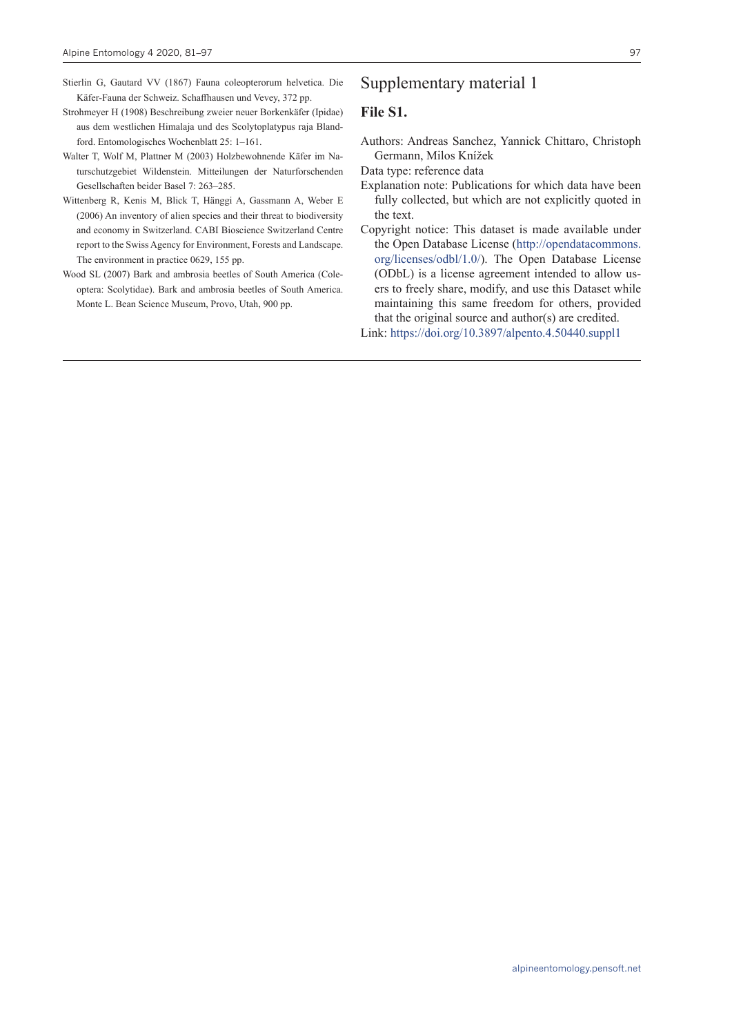Stierlin G, Gautard VV (1867) Fauna coleopterorum helvetica. Die Käfer-Fauna der Schweiz. Schaffhausen und Vevey, 372 pp.

Strohmeyer H (1908) Beschreibung zweier neuer Borkenkäfer (Ipidae) aus dem westlichen Himalaja und des Scolytoplatypus raja Blandford. Entomologisches Wochenblatt 25: 1–161.

Walter T, Wolf M, Plattner M (2003) Holzbewohnende Käfer im Naturschutzgebiet Wildenstein. Mitteilungen der Naturforschenden Gesellschaften beider Basel 7: 263–285.

Wittenberg R, Kenis M, Blick T, Hänggi A, Gassmann A, Weber E (2006) An inventory of alien species and their threat to biodiversity and economy in Switzerland. CABI Bioscience Switzerland Centre report to the Swiss Agency for Environment, Forests and Landscape. The environment in practice 0629, 155 pp.

Wood SL (2007) Bark and ambrosia beetles of South America (Coleoptera: Scolytidae). Bark and ambrosia beetles of South America. Monte L. Bean Science Museum, Provo, Utah, 900 pp.

# Supplementary material 1

### File S1.

Authors: Andreas Sanchez, Yannick Chittaro, Christoph Germann, Milos Knížek

Data type: reference data

Explanation note: Publications for which data have been fully collected, but which are not explicitly quoted in the text.

Copyright notice: This dataset is made available under the Open Database License (http://opendatacommons.org/licenses/odbl/1.0/). The Open Database License (ODbL) is a license agreement intended to allow users to freely share, modify, and use this Dataset while maintaining this same freedom for others, provided that the original source and author(s) are credited.

Link: https://doi.org/10.3897/alpento.4.50440.suppl1